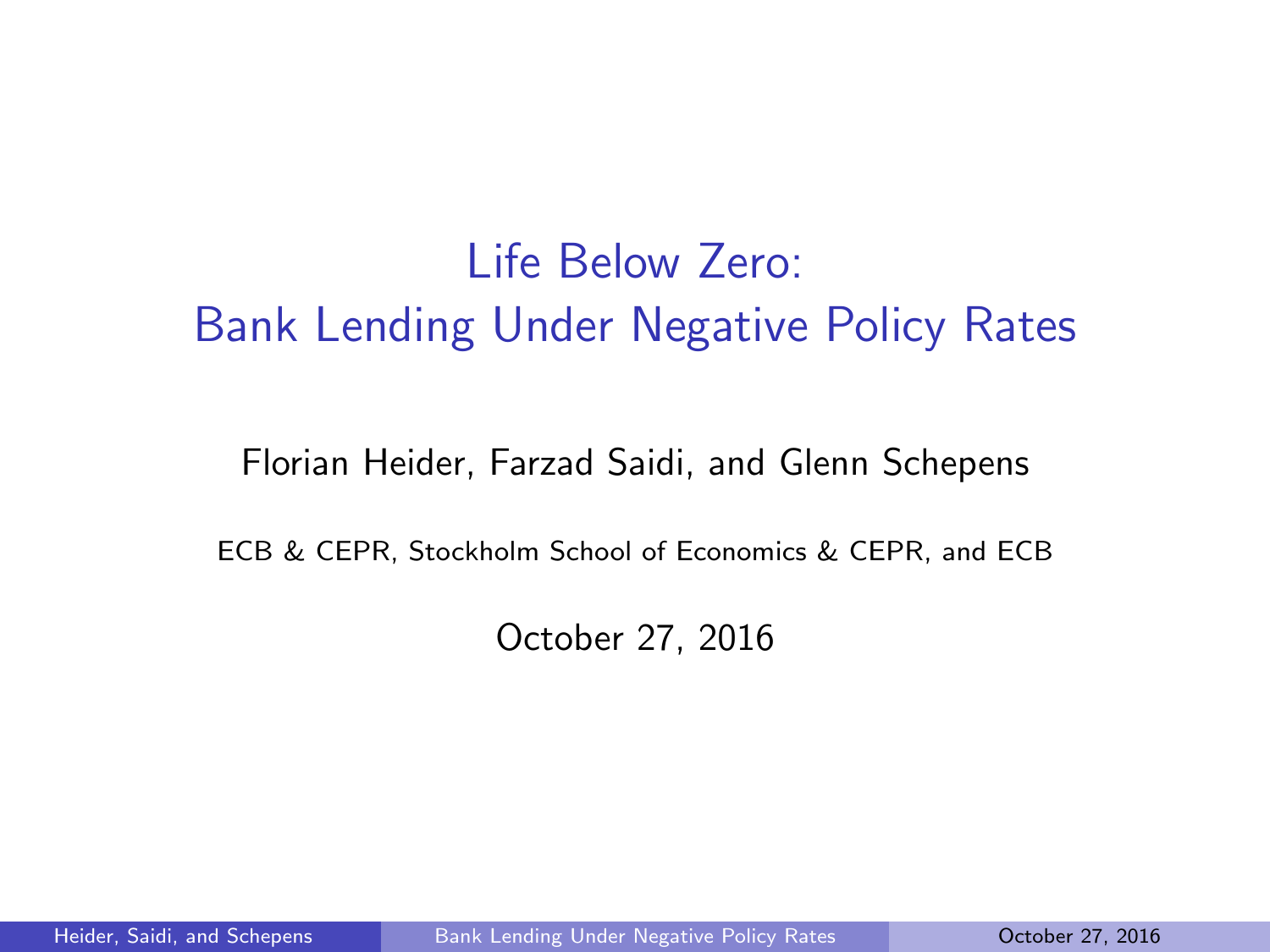# Life Below Zero: Bank Lending Under Negative Policy Rates

Florian Heider, Farzad Saidi, and Glenn Schepens

ECB & CEPR, Stockholm School of Economics & CEPR, and ECB

October 27, 2016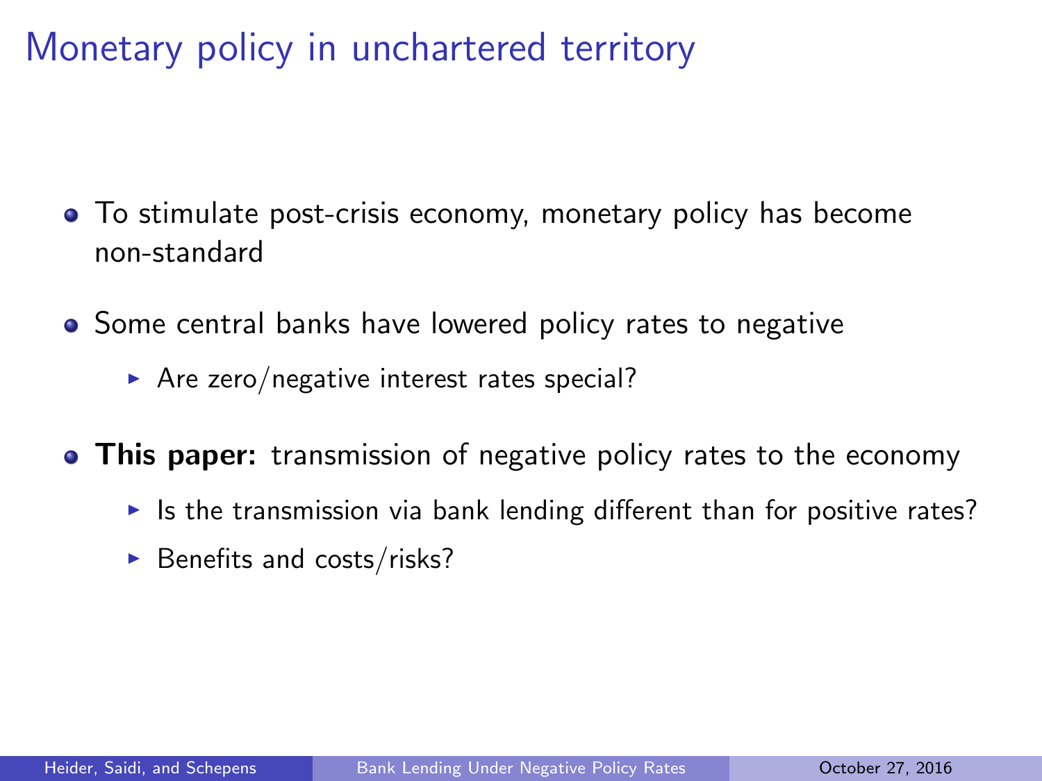# Monetary policy in unchartered territory

- To stimulate post-crisis economy, monetary policy has become non-standard
- Some central banks have lowered policy rates to negative
  - Are zero/negative interest rates special?
- **This paper:** transmission of negative policy rates to the economy
  - Is the transmission via bank lending different than for positive rates?
  - Benefits and costs/risks?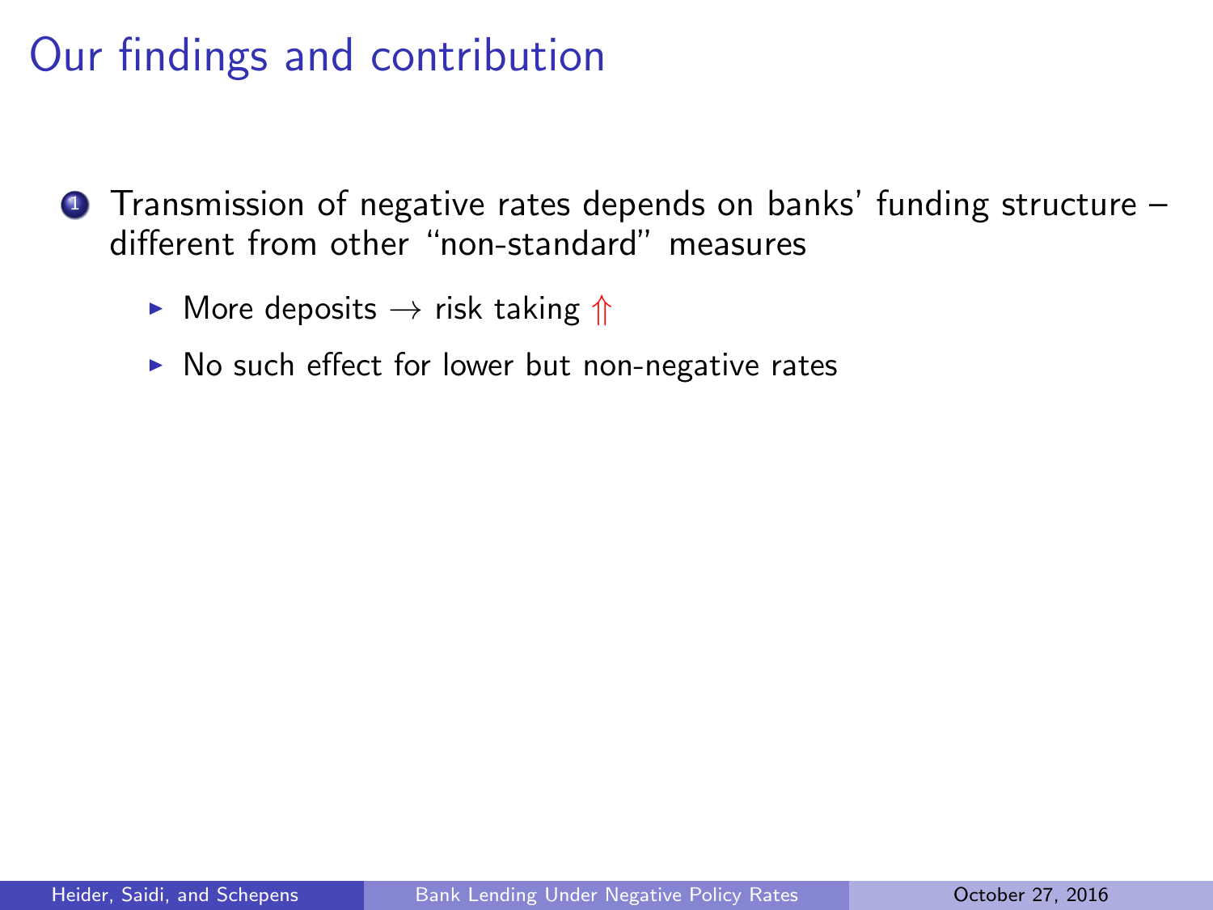# Our findings and contribution

1. Transmission of negative rates depends on banks' funding structure – different from other "non-standard" measures
   - More deposits $\rightarrow$ risk taking $\Uparrow$
   - No such effect for lower but non-negative rates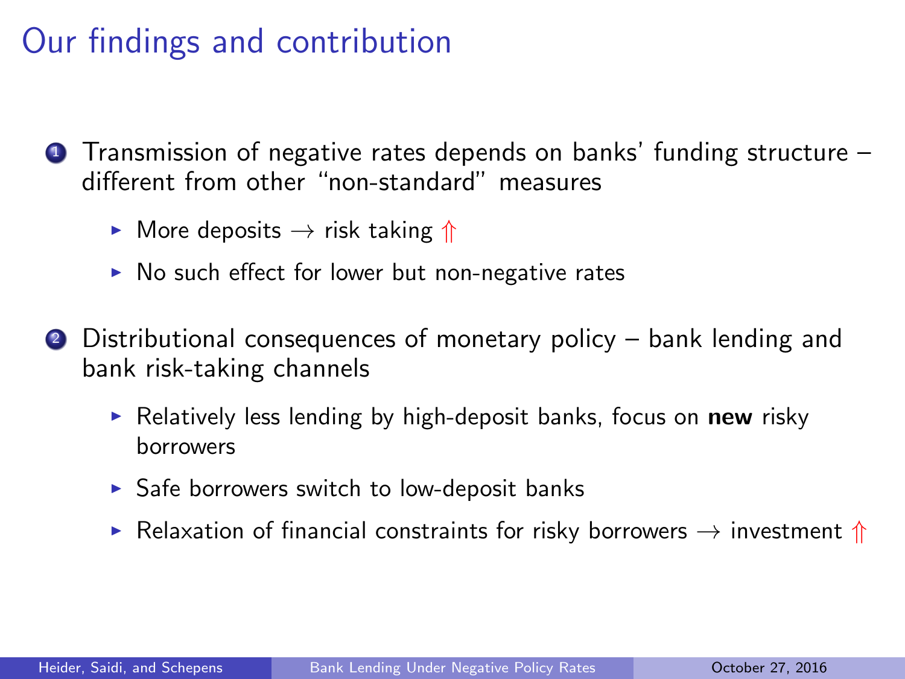# Our findings and contribution

1. Transmission of negative rates depends on banks' funding structure – different from other "non-standard" measures
   - More deposits $\rightarrow$ risk taking $\Uparrow$
   - No such effect for lower but non-negative rates

2. Distributional consequences of monetary policy – bank lending and bank risk-taking channels
   - Relatively less lending by high-deposit banks, focus on **new** risky borrowers
   - Safe borrowers switch to low-deposit banks
   - Relaxation of financial constraints for risky borrowers $\rightarrow$ investment $\Uparrow$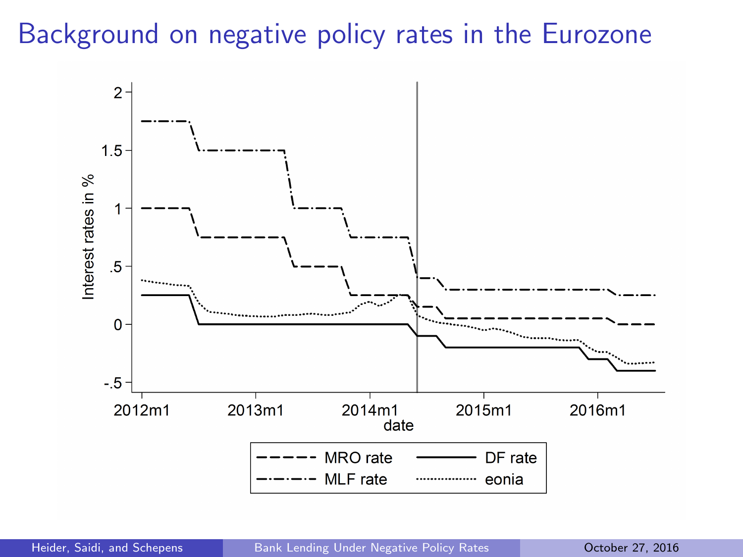# Background on negative policy rates in the Eurozone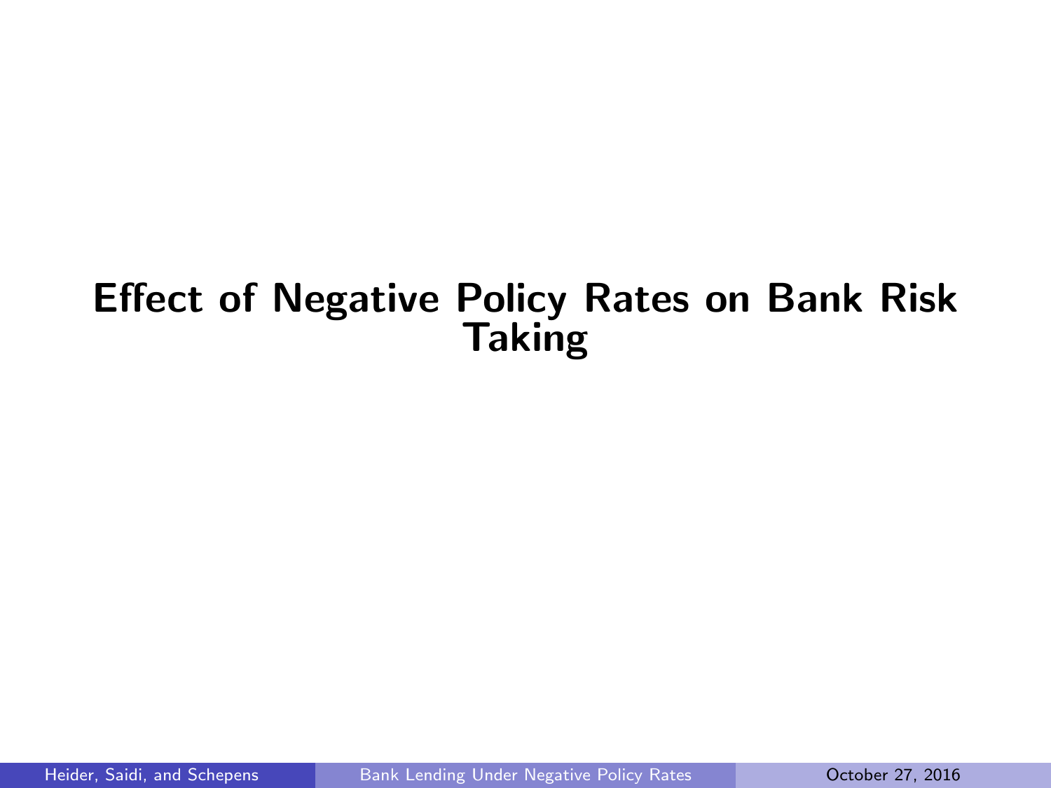# Effect of Negative Policy Rates on Bank Risk Taking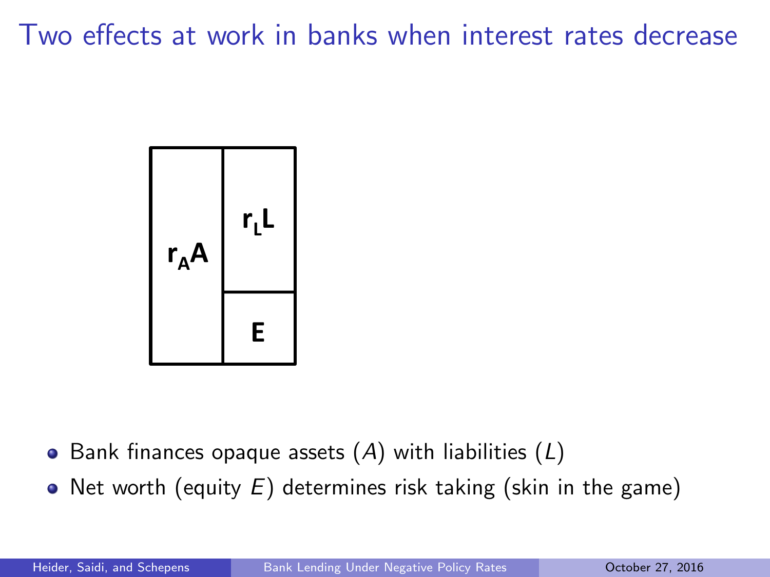# Two effects at work in banks when interest rates decrease

| $r_A A$ | $r_L L$ |
|---|---|
| | $E$ |

- Bank finances opaque assets ($A$) with liabilities ($L$)
- Net worth (equity $E$) determines risk taking (skin in the game)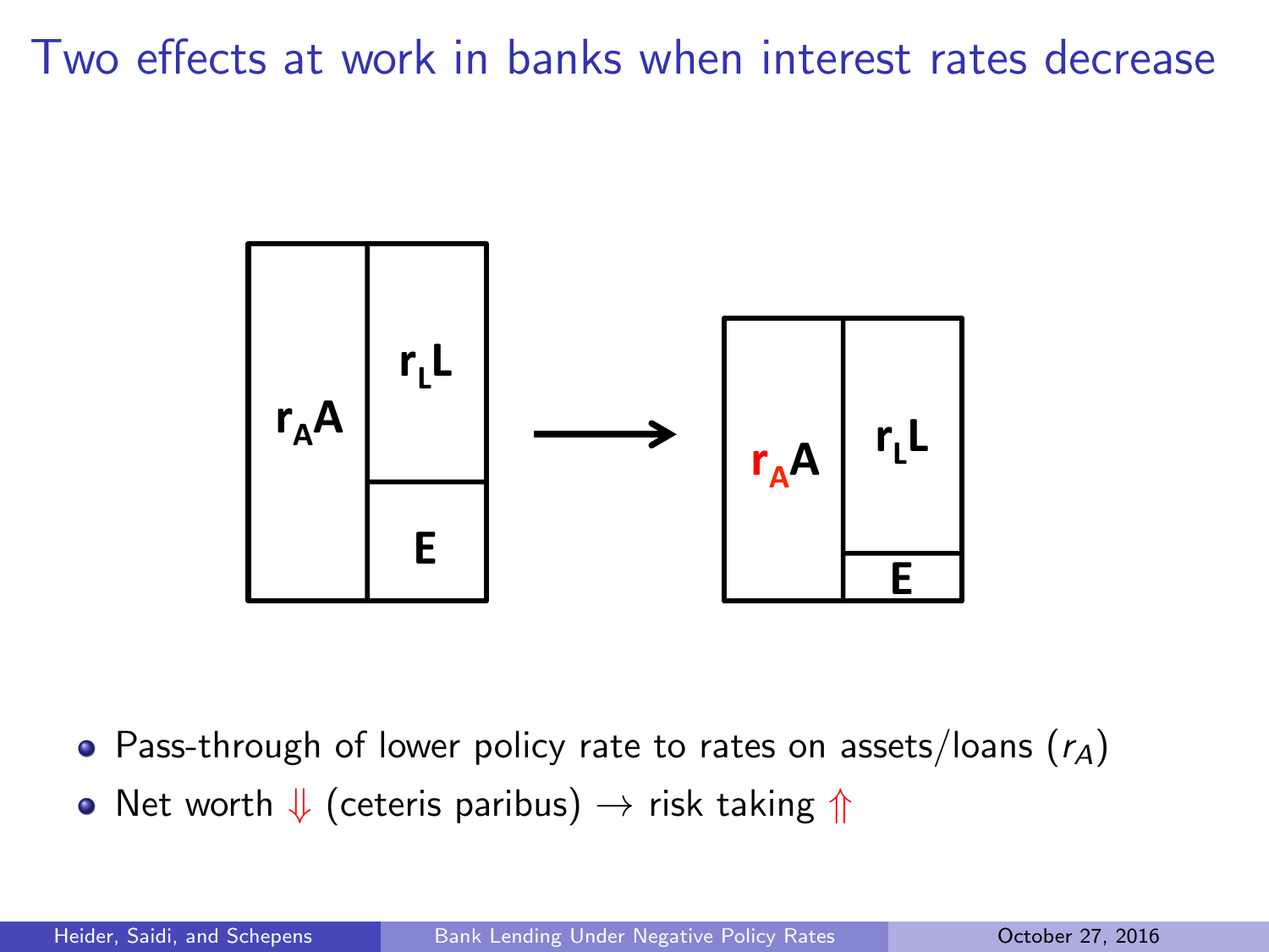# Two effects at work in banks when interest rates decrease

- Pass-through of lower policy rate to rates on assets/loans ($r_A$)
- Net worth ⇓ (ceteris paribus) → risk taking ⇑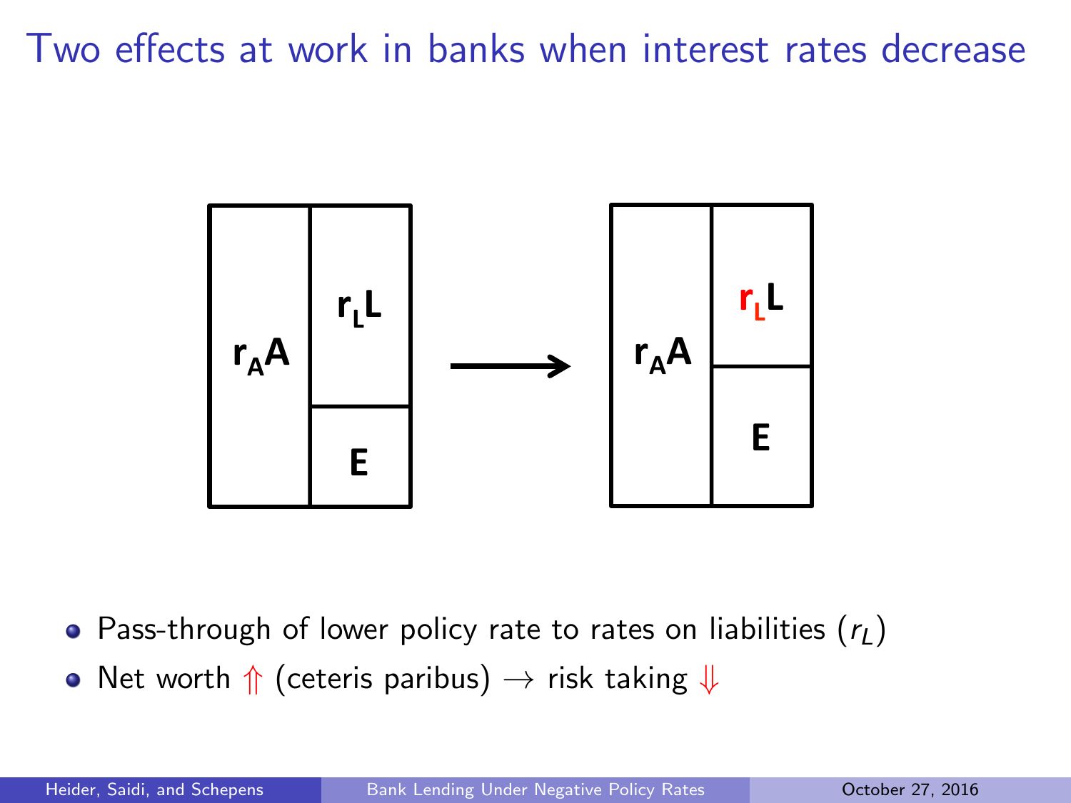# Two effects at work in banks when interest rates decrease

| $r_A A$ | $r_L L$ |
|---|---|
| | $E$ |

$\longrightarrow$

| $r_A A$ | $r_L L$ |
|---|---|
| | $E$ |

- Pass-through of lower policy rate to rates on liabilities ($r_L$)
- Net worth $\Uparrow$ (ceteris paribus) $\rightarrow$ risk taking $\Downarrow$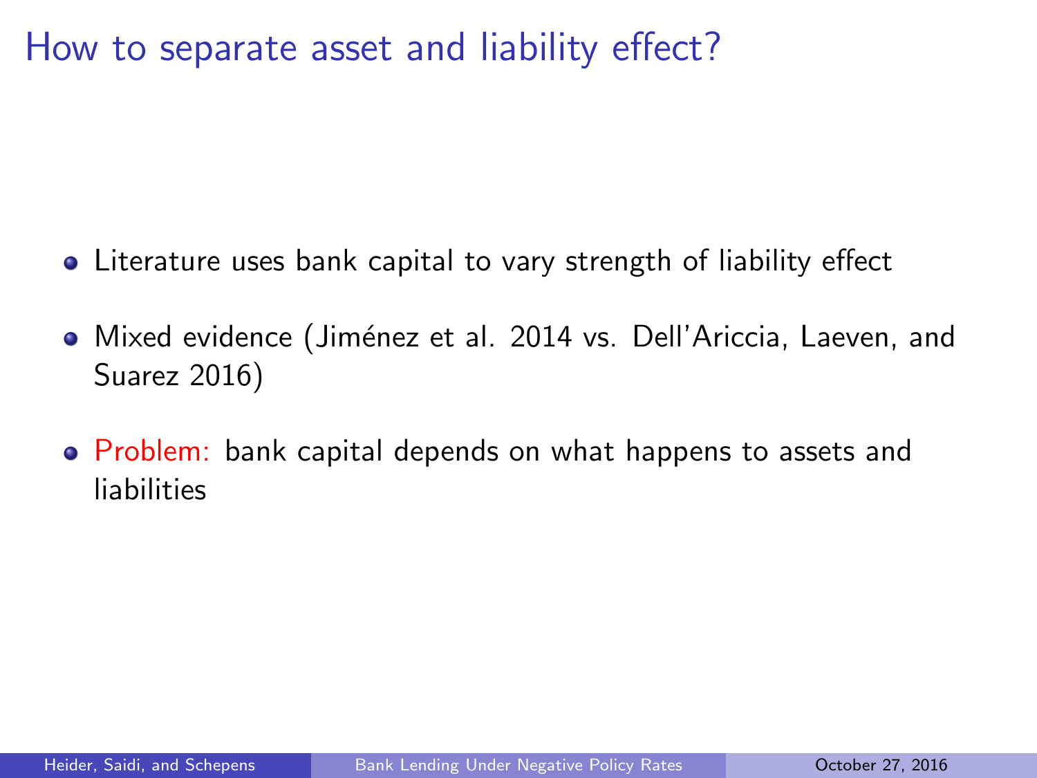# How to separate asset and liability effect?

- Literature uses bank capital to vary strength of liability effect
- Mixed evidence (Jiménez et al. 2014 vs. Dell'Ariccia, Laeven, and Suarez 2016)
- Problem: bank capital depends on what happens to assets and liabilities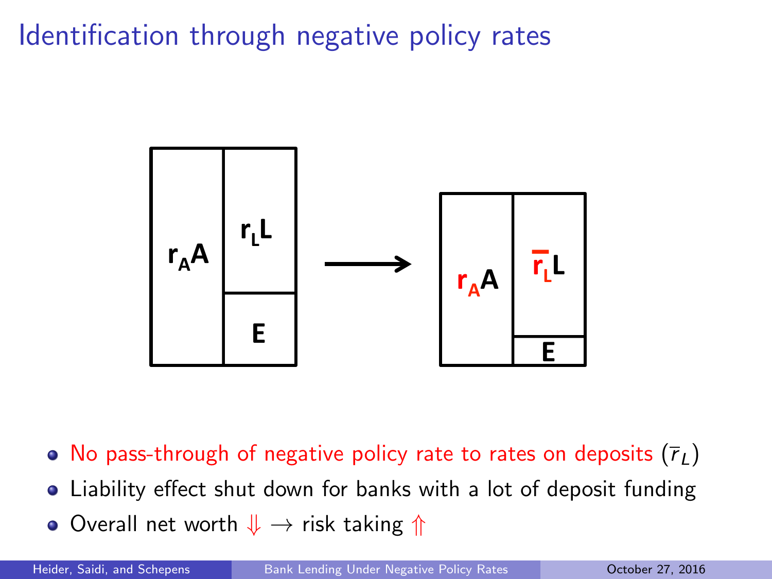# Identification through negative policy rates

- No pass-through of negative policy rate to rates on deposits ($\bar{r}_L$)
- Liability effect shut down for banks with a lot of deposit funding
- Overall net worth ⇓ → risk taking ⇑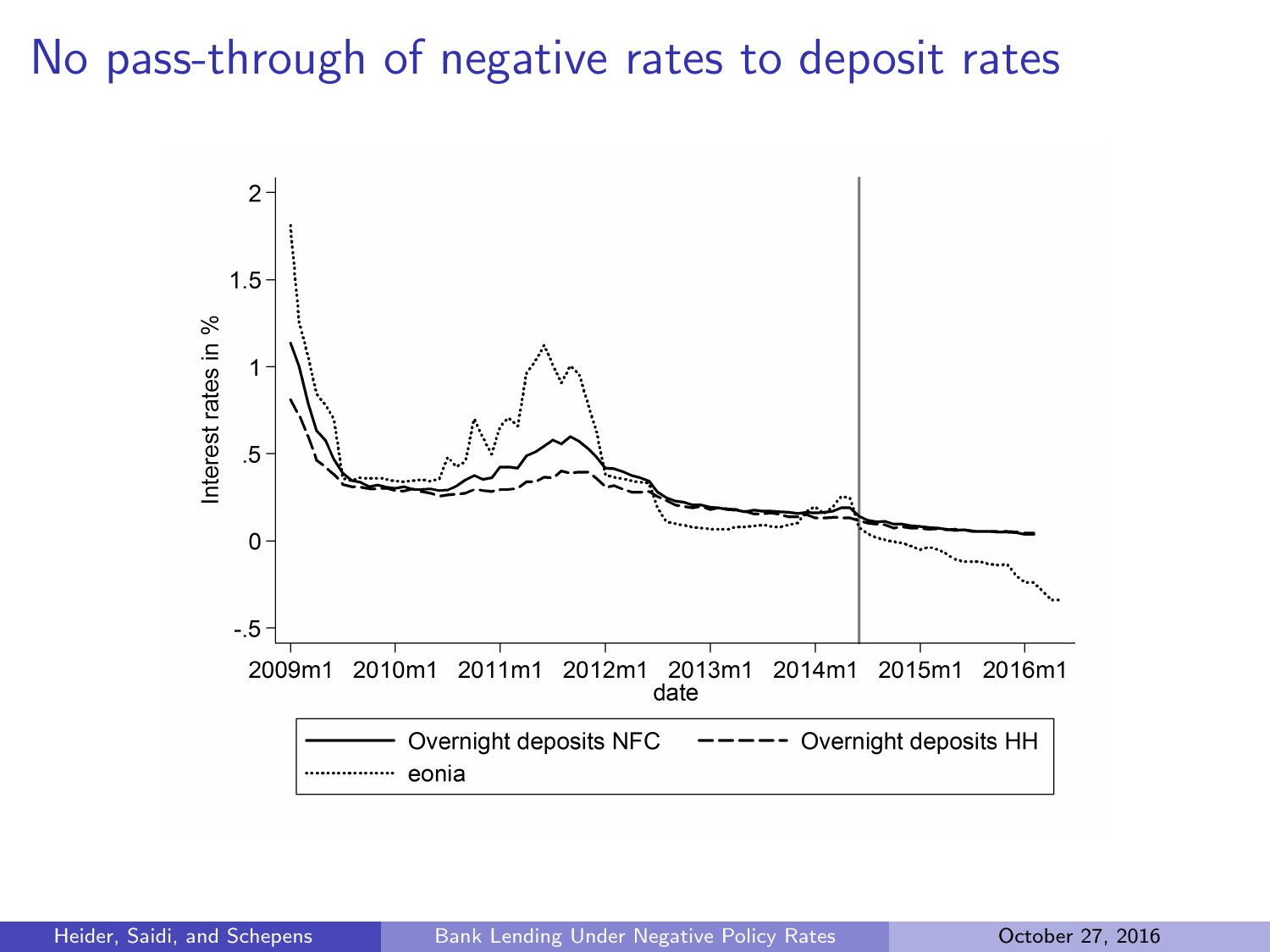# No pass-through of negative rates to deposit rates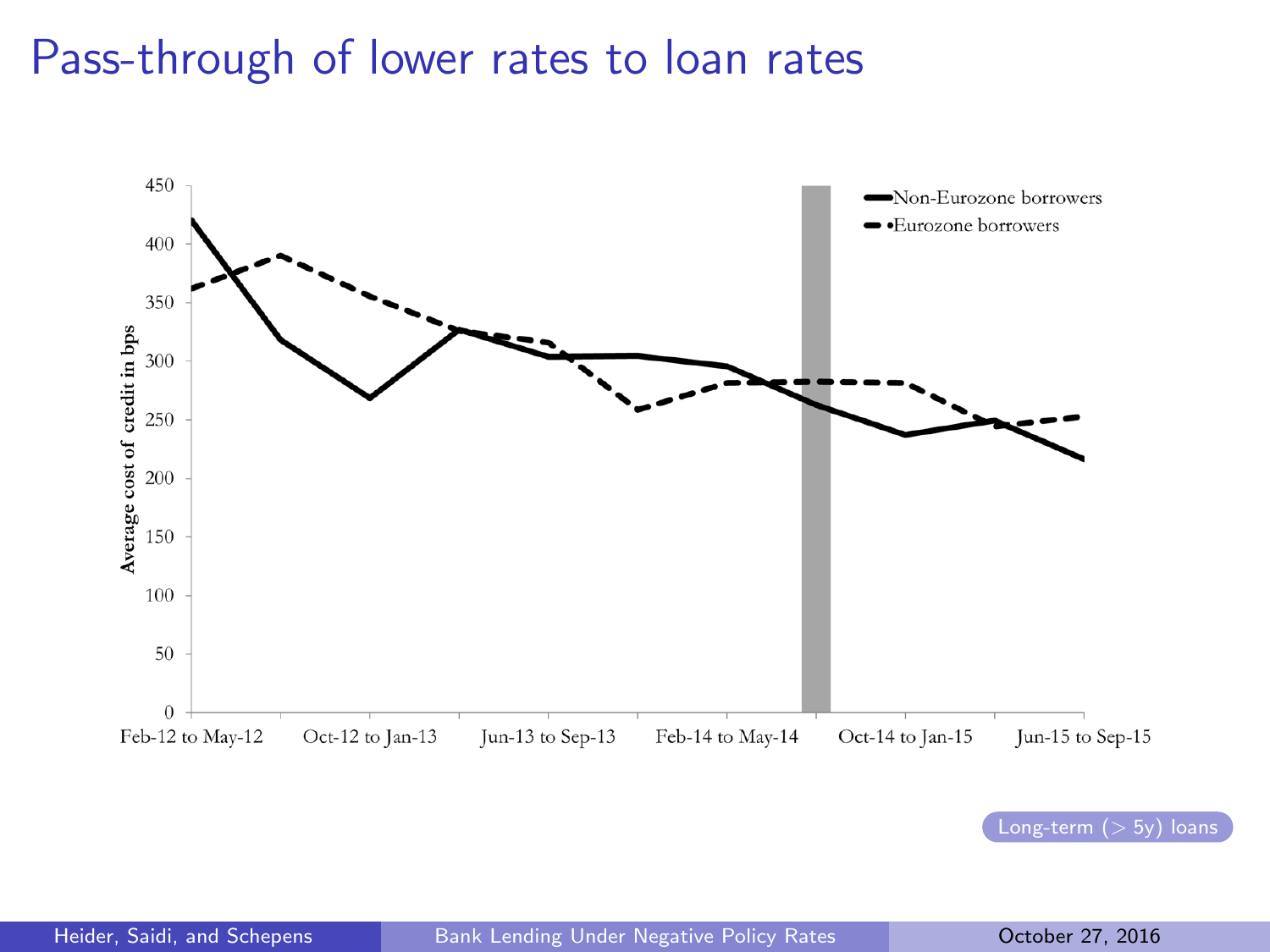# Pass-through of lower rates to loan rates

Long-term (> 5y) loans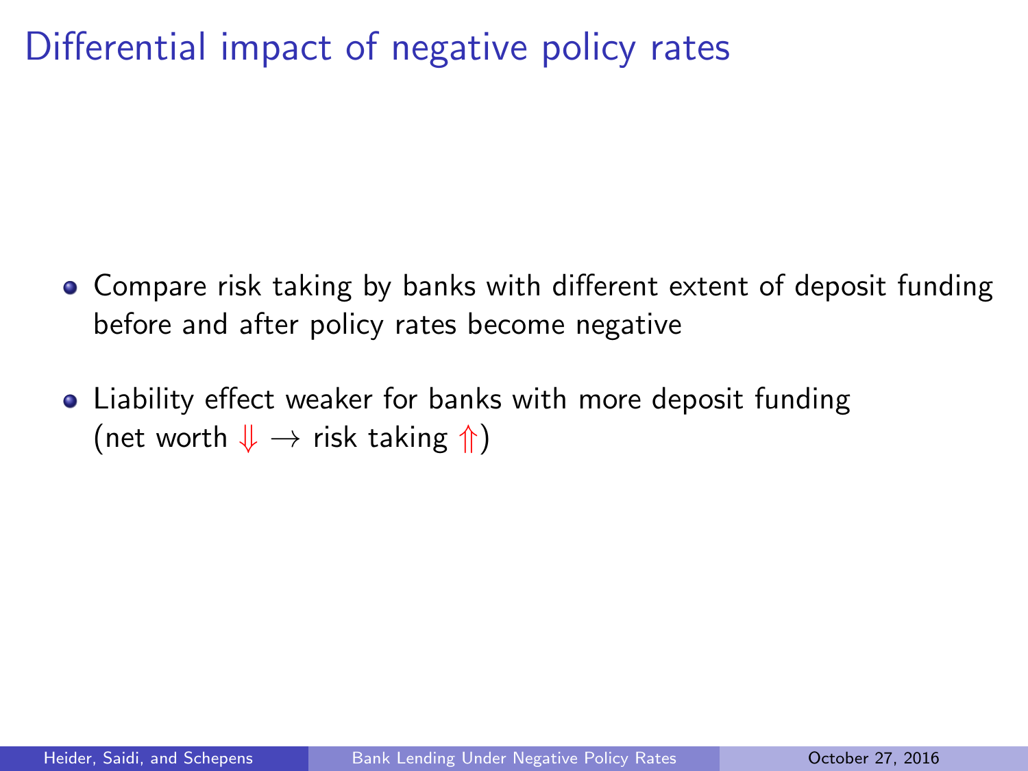# Differential impact of negative policy rates

- Compare risk taking by banks with different extent of deposit funding before and after policy rates become negative
- Liability effect weaker for banks with more deposit funding (net worth $\Downarrow$ $\rightarrow$ risk taking $\Uparrow$)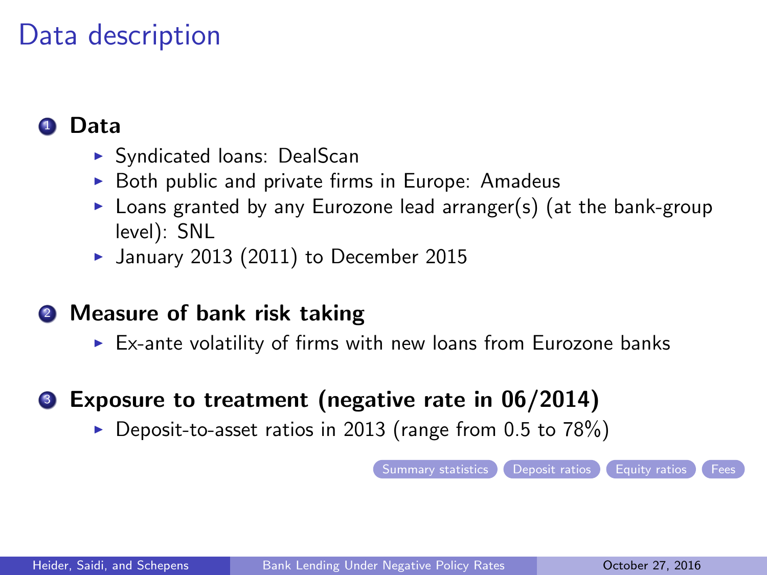# Data description

1. **Data**
   - Syndicated loans: DealScan
   - Both public and private firms in Europe: Amadeus
   - Loans granted by any Eurozone lead arranger(s) (at the bank-group level): SNL
   - January 2013 (2011) to December 2015

2. **Measure of bank risk taking**
   - Ex-ante volatility of firms with new loans from Eurozone banks

3. **Exposure to treatment (negative rate in 06/2014)**
   - Deposit-to-asset ratios in 2013 (range from 0.5 to 78%)

Summary statistics | Deposit ratios | Equity ratios | Fees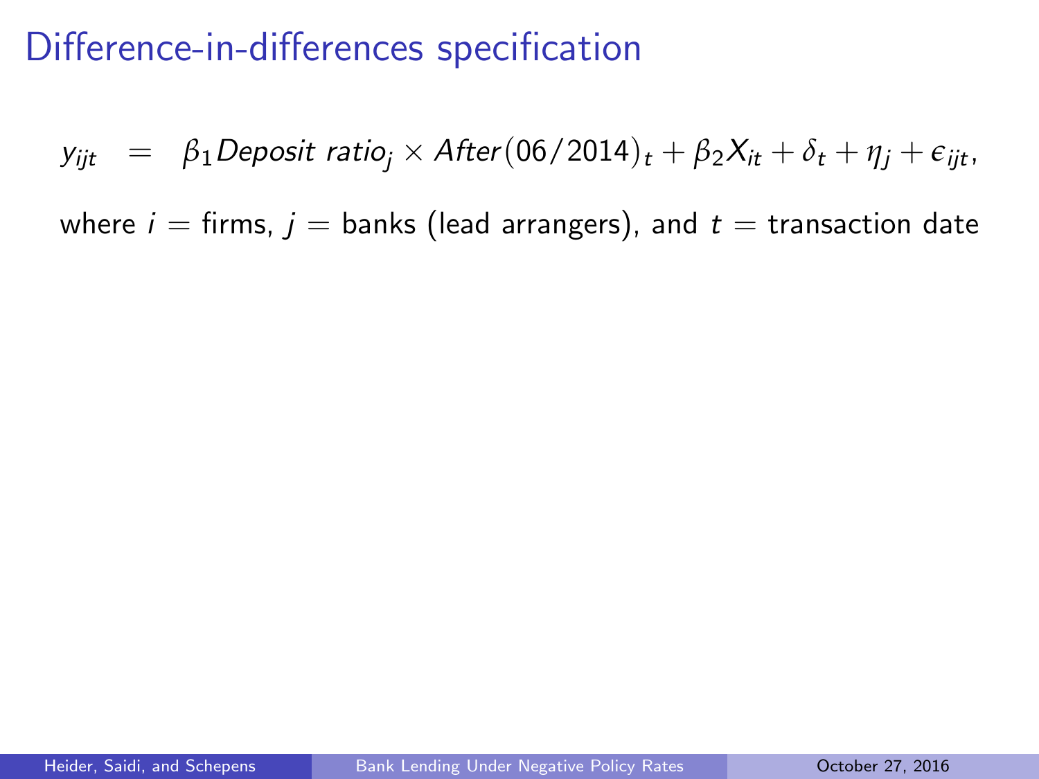# Difference-in-differences specification

$$y_{ijt} \;\; = \;\; \beta_1 \mathit{Deposit\ ratio}_j \times \mathit{After}(06/2014)_t + \beta_2 X_{it} + \delta_t + \eta_j + \epsilon_{ijt},$$

where $i$ = firms, $j$ = banks (lead arrangers), and $t$ = transaction date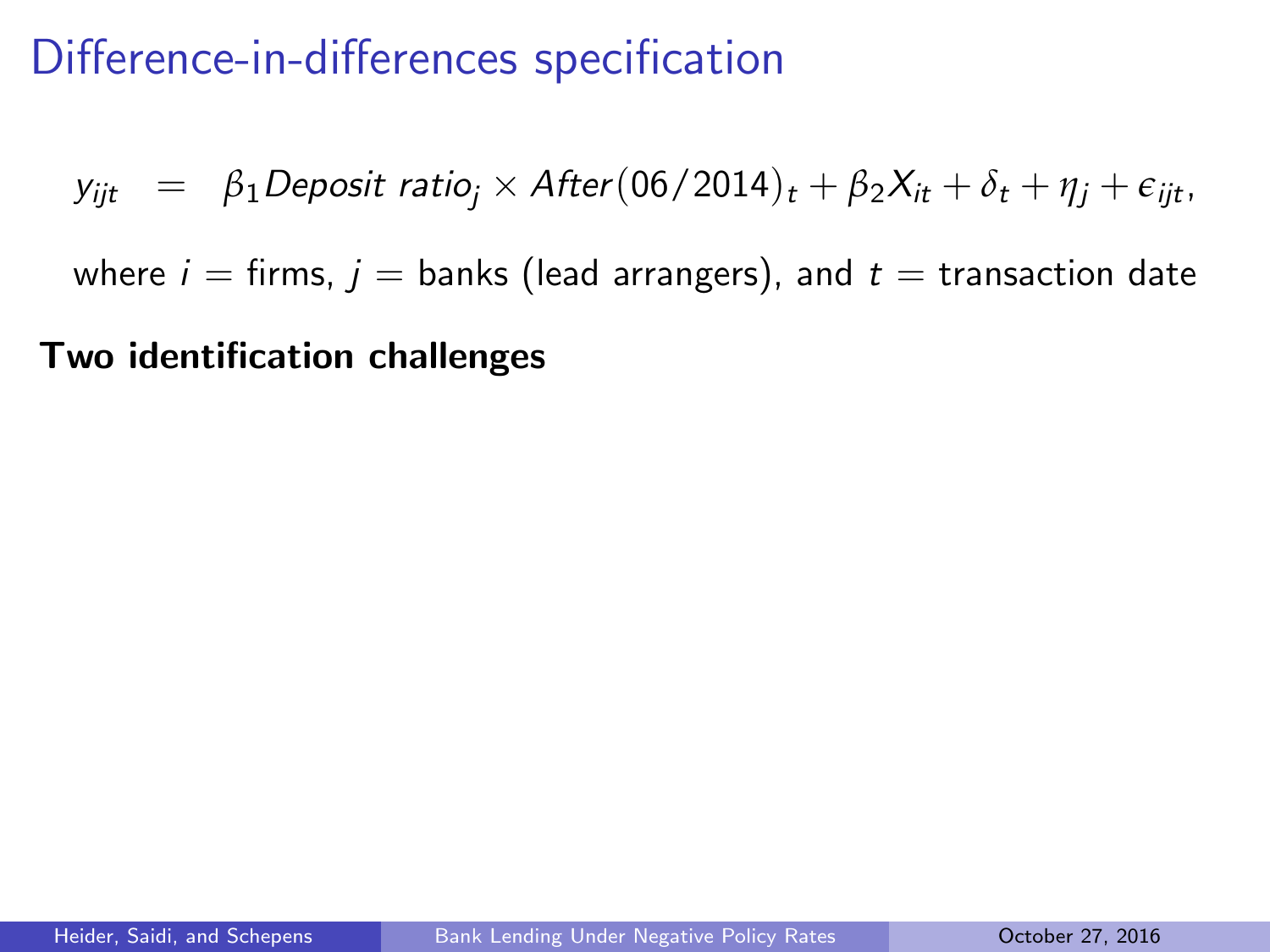# Difference-in-differences specification

$$y_{ijt} = \beta_1 Deposit\ ratio_j \times After(06/2014)_t + \beta_2 X_{it} + \delta_t + \eta_j + \epsilon_{ijt},$$

where $i$ = firms, $j$ = banks (lead arrangers), and $t$ = transaction date

**Two identification challenges**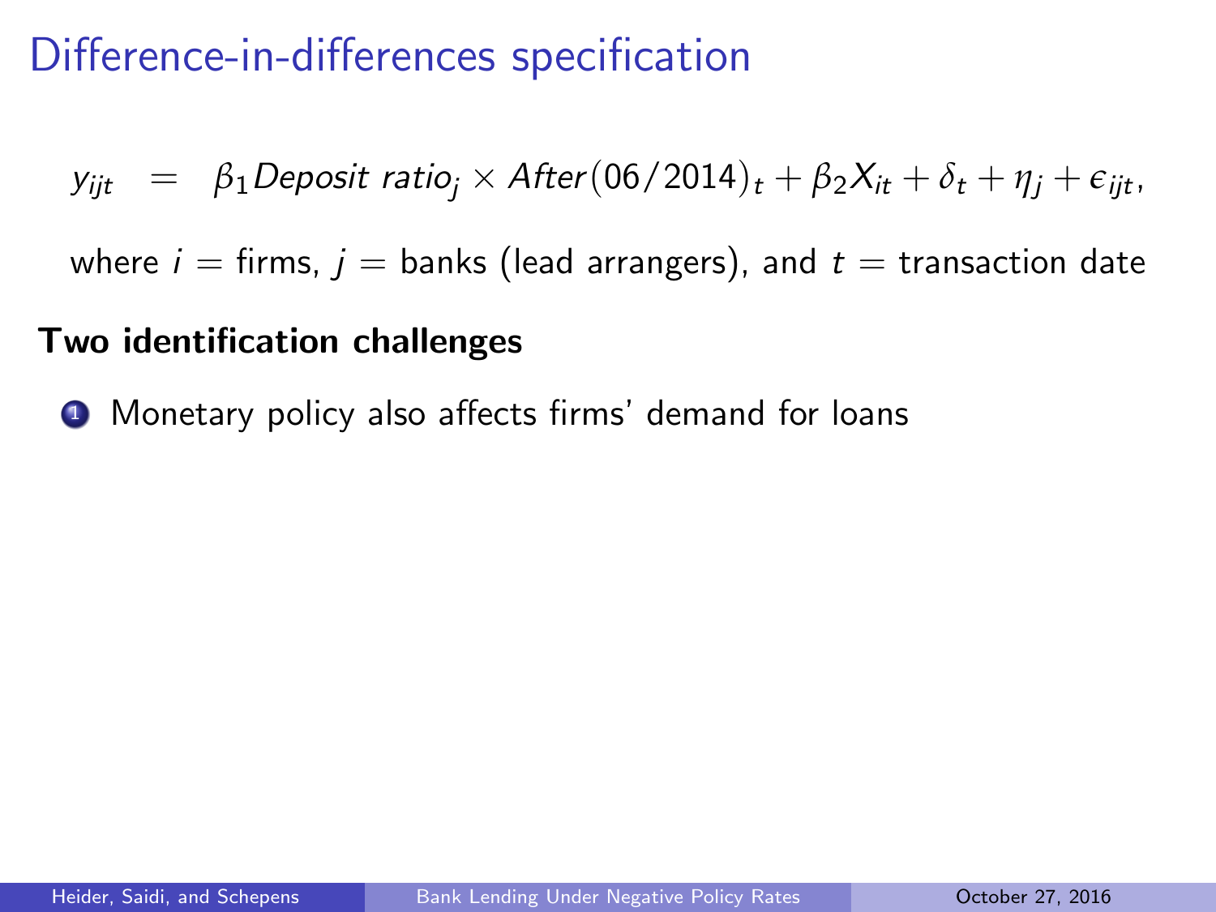# Difference-in-differences specification

$$y_{ijt} = \beta_1 \textit{Deposit ratio}_j \times \textit{After}(06/2014)_t + \beta_2 X_{it} + \delta_t + \eta_j + \epsilon_{ijt},$$

where $i$ = firms, $j$ = banks (lead arrangers), and $t$ = transaction date

**Two identification challenges**

1. Monetary policy also affects firms' demand for loans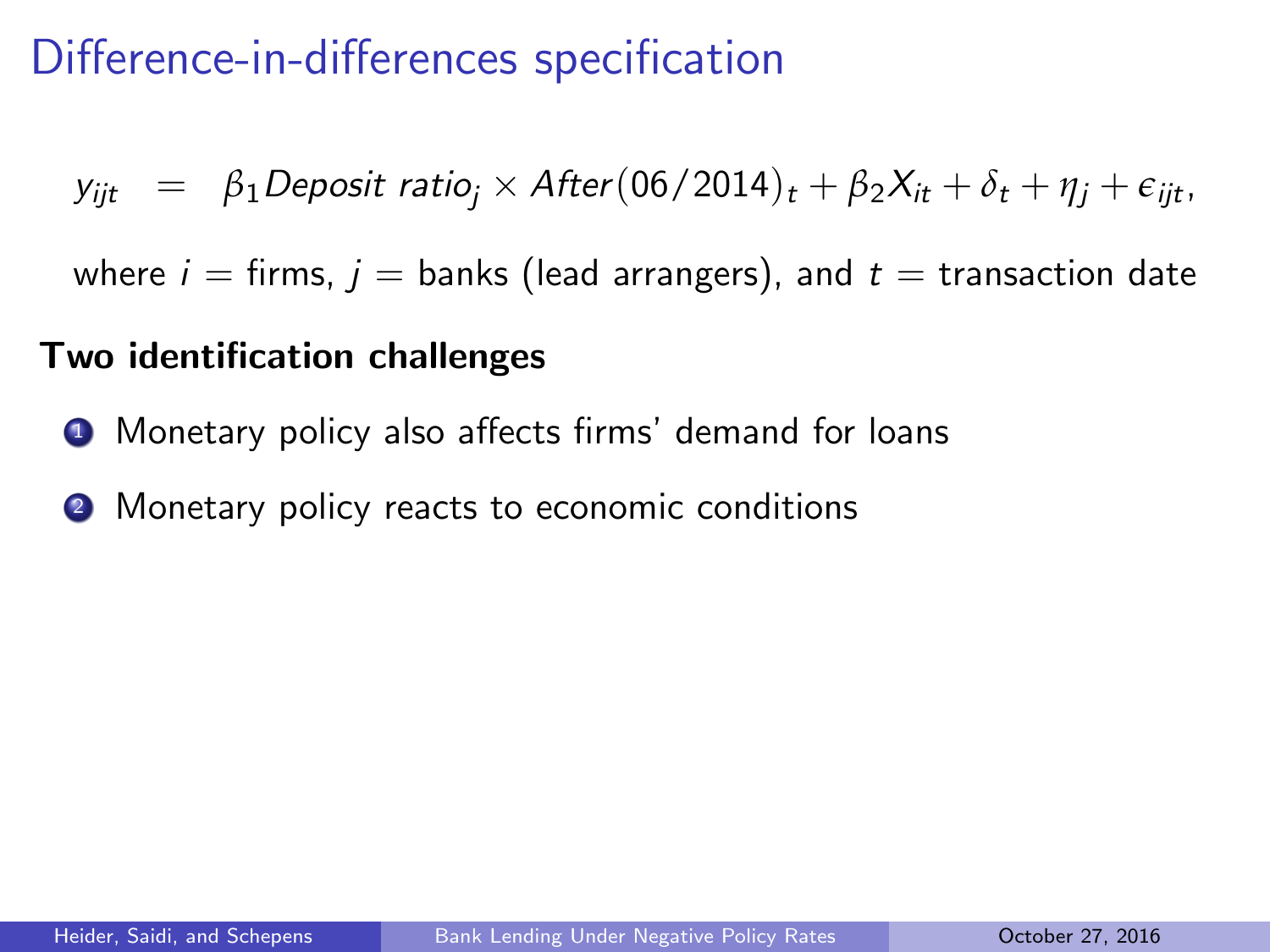# Difference-in-differences specification

$$y_{ijt} = \beta_1 \mathit{Deposit\ ratio}_j \times \mathit{After}(06/2014)_t + \beta_2 X_{it} + \delta_t + \eta_j + \epsilon_{ijt},$$

where $i$ = firms, $j$ = banks (lead arrangers), and $t$ = transaction date

**Two identification challenges**

1. Monetary policy also affects firms' demand for loans
2. Monetary policy reacts to economic conditions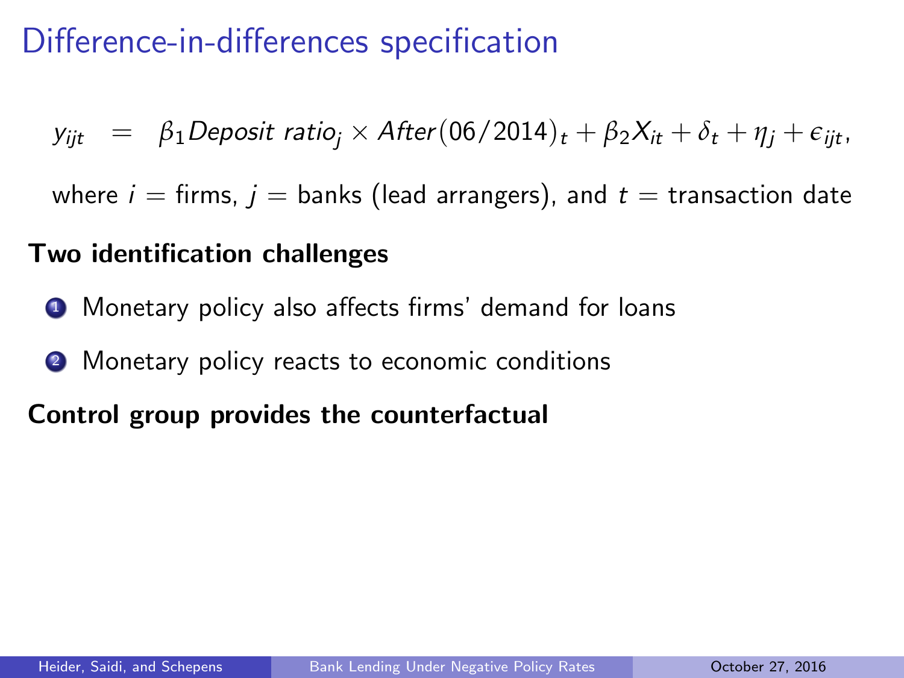# Difference-in-differences specification

$$y_{ijt} = \beta_1 Deposit\ ratio_j \times After(06/2014)_t + \beta_2 X_{it} + \delta_t + \eta_j + \epsilon_{ijt},$$

where $i$ = firms, $j$ = banks (lead arrangers), and $t$ = transaction date

**Two identification challenges**

1. Monetary policy also affects firms' demand for loans
2. Monetary policy reacts to economic conditions

**Control group provides the counterfactual**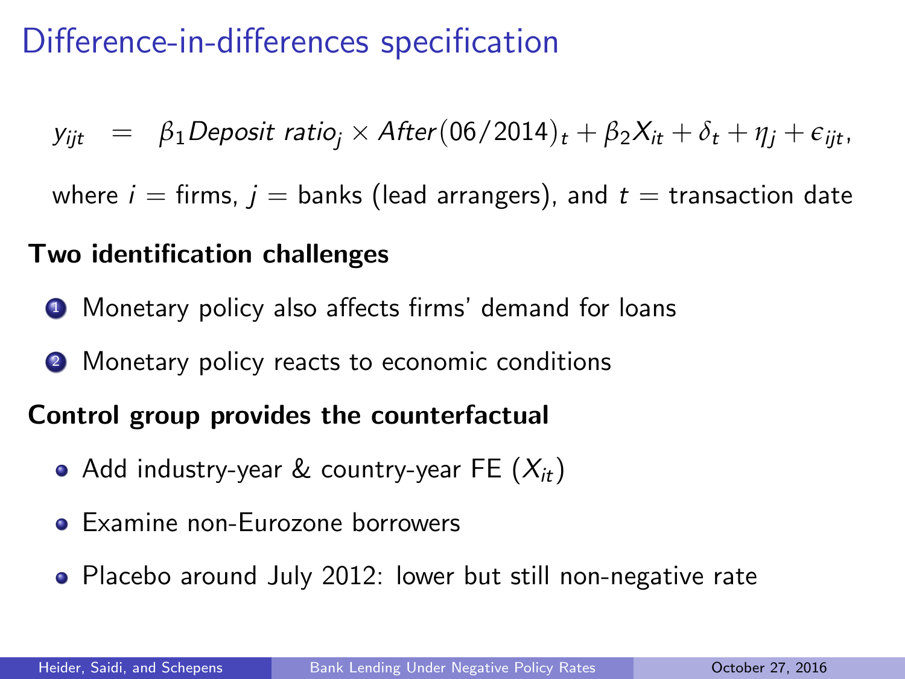# Difference-in-differences specification

$$y_{ijt} = \beta_1 Deposit\ ratio_j \times After(06/2014)_t + \beta_2 X_{it} + \delta_t + \eta_j + \epsilon_{ijt},$$

where $i$ = firms, $j$ = banks (lead arrangers), and $t$ = transaction date

**Two identification challenges**

1. Monetary policy also affects firms' demand for loans
2. Monetary policy reacts to economic conditions

**Control group provides the counterfactual**

- Add industry-year & country-year FE ($X_{it}$)
- Examine non-Eurozone borrowers
- Placebo around July 2012: lower but still non-negative rate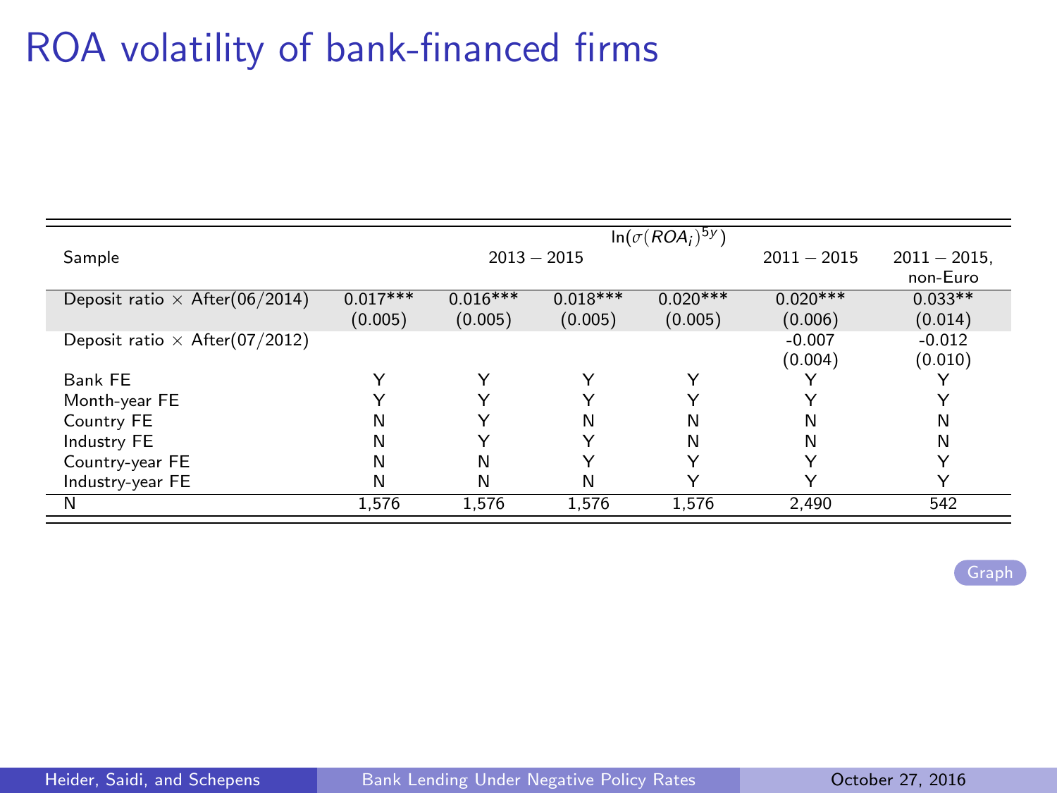# ROA volatility of bank-financed firms

| | $\ln(\sigma(ROA_i)^{5y})$ | | | | | |
|---|---|---|---|---|---|---|
| Sample | 2013 − 2015 | | | | 2011 − 2015 | 2011 − 2015, non-Euro |
| Deposit ratio × After(06/2014) | 0.017*** | 0.016*** | 0.018*** | 0.020*** | 0.020*** | 0.033** |
| | (0.005) | (0.005) | (0.005) | (0.005) | (0.006) | (0.014) |
| Deposit ratio × After(07/2012) | | | | | -0.007 | -0.012 |
| | | | | | (0.004) | (0.010) |
| Bank FE | Y | Y | Y | Y | Y | Y |
| Month-year FE | Y | Y | Y | Y | Y | Y |
| Country FE | N | Y | N | N | N | N |
| Industry FE | N | Y | Y | N | N | N |
| Country-year FE | N | N | Y | Y | Y | Y |
| Industry-year FE | N | N | N | Y | Y | Y |
| N | 1,576 | 1,576 | 1,576 | 1,576 | 2,490 | 542 |

Graph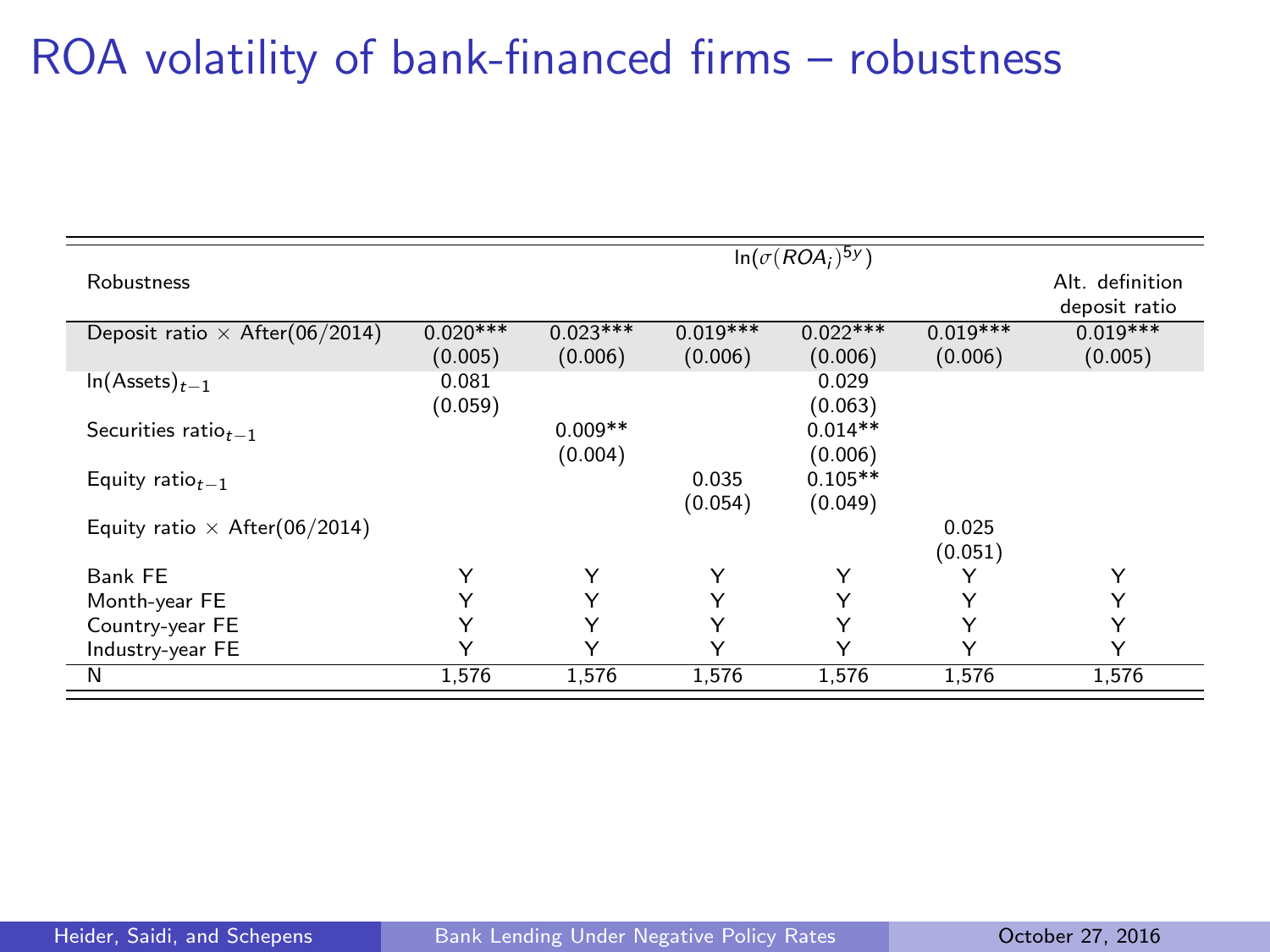# ROA volatility of bank-financed firms – robustness

| | $\ln(\sigma(ROA_i)^{5y})$ | | | | | |
|---|---|---|---|---|---|---|
| Robustness | | | | | | Alt. definition deposit ratio |
| Deposit ratio × After(06/2014) | 0.020*** | 0.023*** | 0.019*** | 0.022*** | 0.019*** | 0.019*** |
| | (0.005) | (0.006) | (0.006) | (0.006) | (0.006) | (0.005) |
| $\ln(\text{Assets})_{t-1}$ | 0.081 | | | 0.029 | | |
| | (0.059) | | | (0.063) | | |
| Securities $\text{ratio}_{t-1}$ | | 0.009** | | 0.014** | | |
| | | (0.004) | | (0.006) | | |
| Equity $\text{ratio}_{t-1}$ | | | 0.035 | 0.105** | | |
| | | | (0.054) | (0.049) | | |
| Equity ratio × After(06/2014) | | | | | 0.025 | |
| | | | | | (0.051) | |
| Bank FE | Y | Y | Y | Y | Y | Y |
| Month-year FE | Y | Y | Y | Y | Y | Y |
| Country-year FE | Y | Y | Y | Y | Y | Y |
| Industry-year FE | Y | Y | Y | Y | Y | Y |
| N | 1,576 | 1,576 | 1,576 | 1,576 | 1,576 | 1,576 |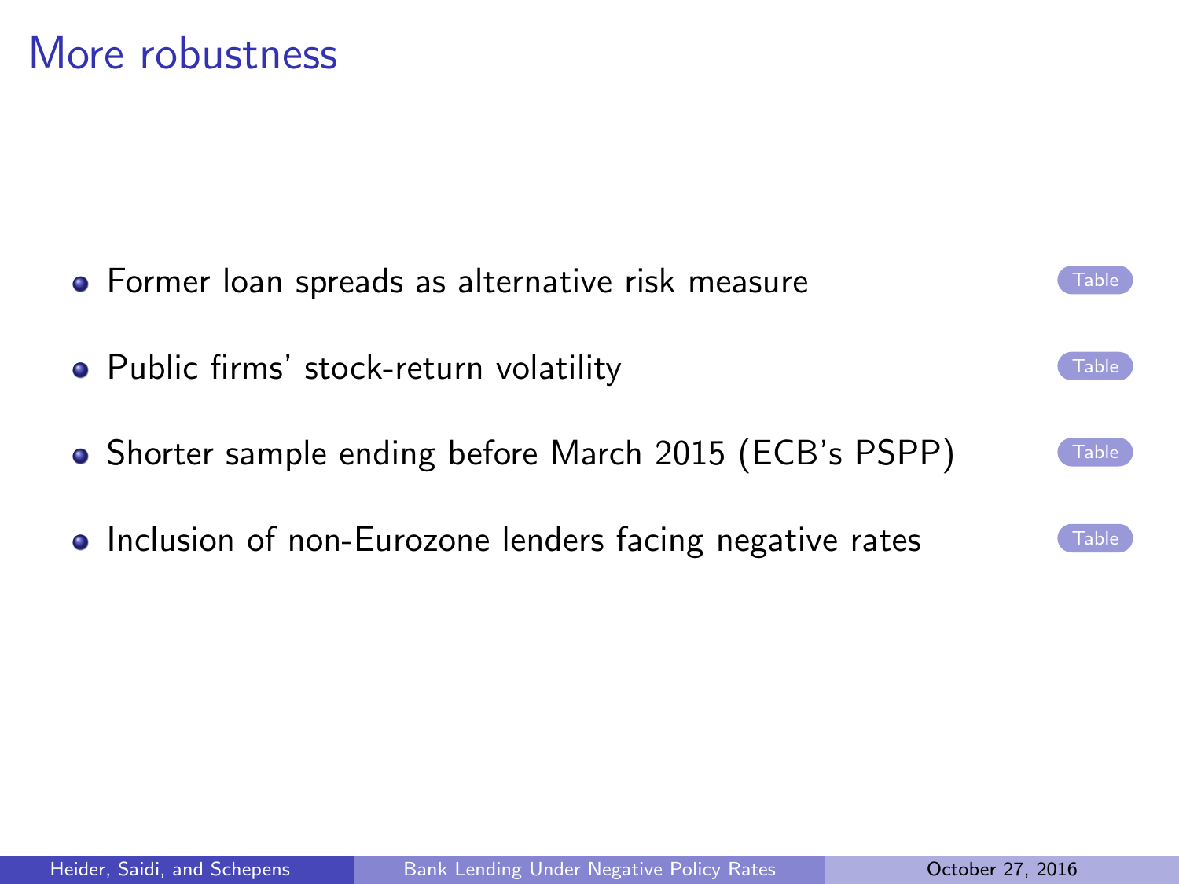# More robustness

- Former loan spreads as alternative risk measure Table
- Public firms' stock-return volatility Table
- Shorter sample ending before March 2015 (ECB's PSPP) Table
- Inclusion of non-Eurozone lenders facing negative rates Table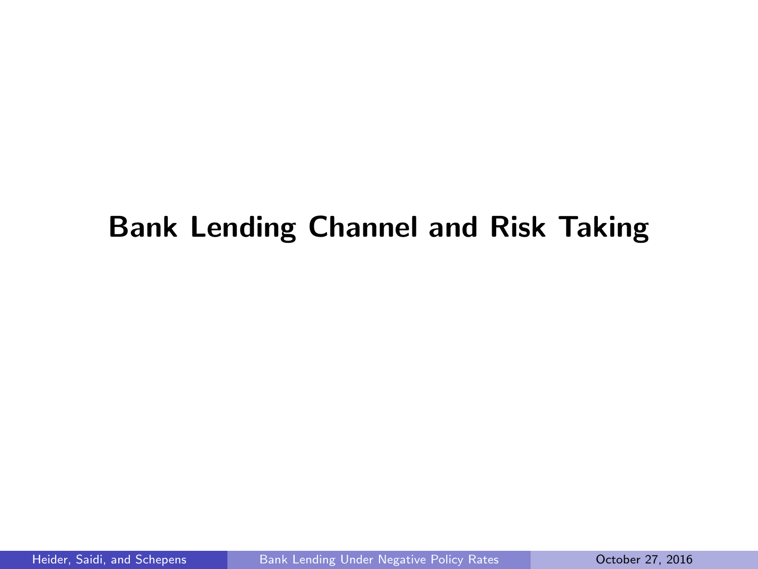# Bank Lending Channel and Risk Taking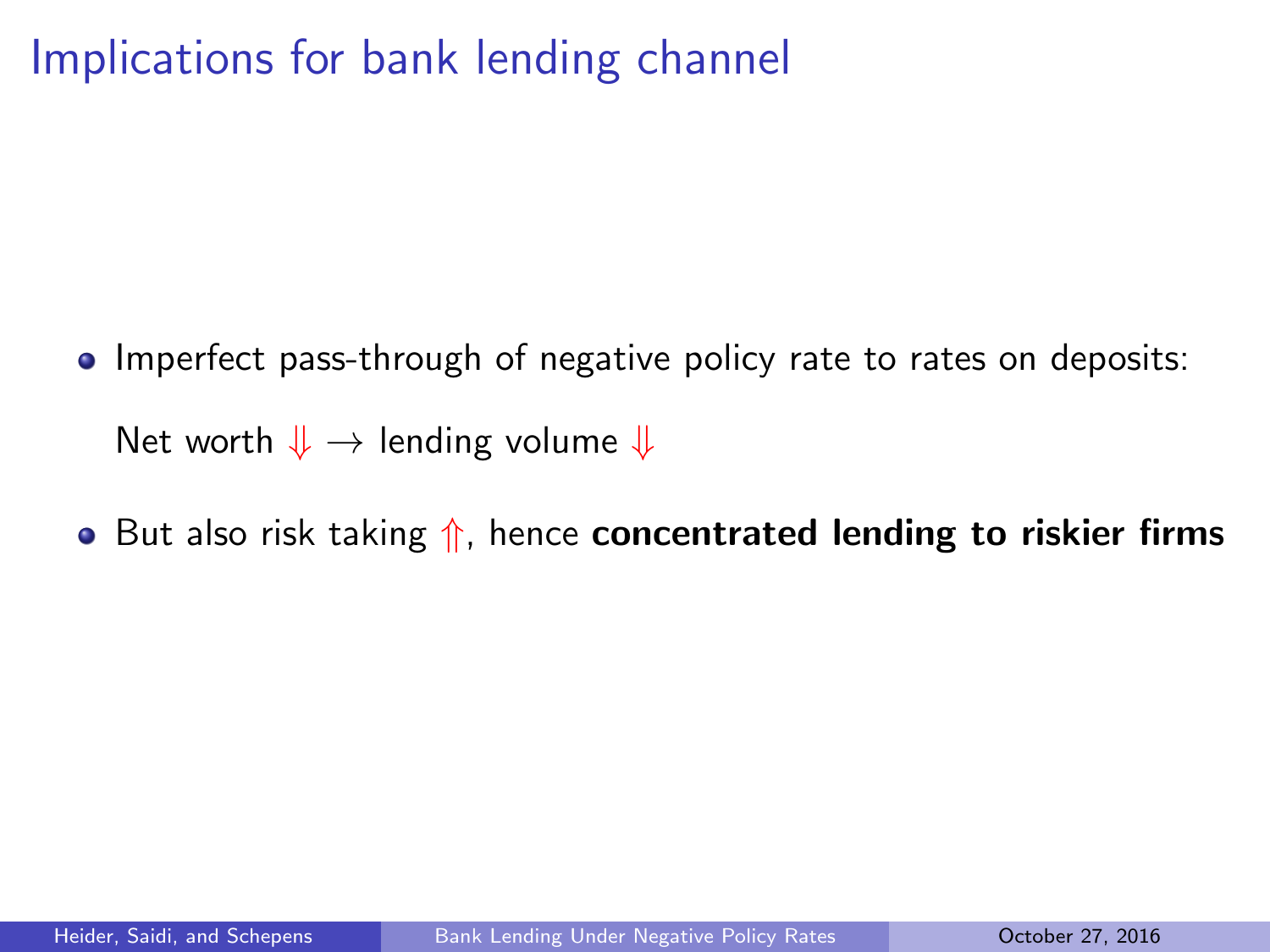# Implications for bank lending channel

- Imperfect pass-through of negative policy rate to rates on deposits:

  Net worth $\Downarrow$ $\rightarrow$ lending volume $\Downarrow$

- But also risk taking $\Uparrow$, hence **concentrated lending to riskier firms**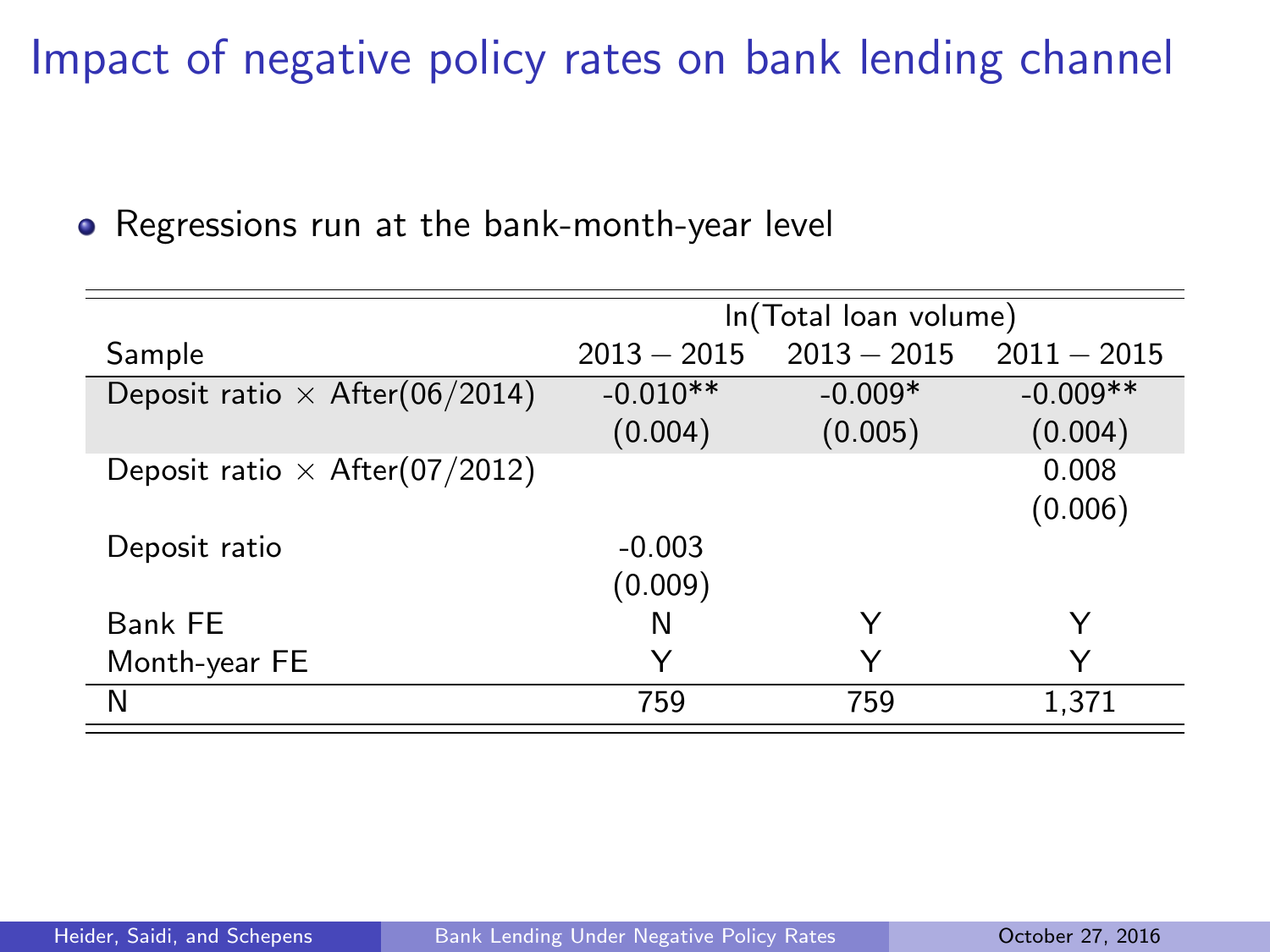# Impact of negative policy rates on bank lending channel

- Regressions run at the bank-month-year level

| | ln(Total loan volume) | | |
|---|---|---|---|
| Sample | $2013-2015$ | $2013-2015$ | $2011-2015$ |
| Deposit ratio $\times$ After(06/2014) | -0.010** | -0.009* | -0.009** |
| | (0.004) | (0.005) | (0.004) |
| Deposit ratio $\times$ After(07/2012) | | | 0.008 |
| | | | (0.006) |
| Deposit ratio | -0.003 | | |
| | (0.009) | | |
| Bank FE | N | Y | Y |
| Month-year FE | Y | Y | Y |
| N | 759 | 759 | 1,371 |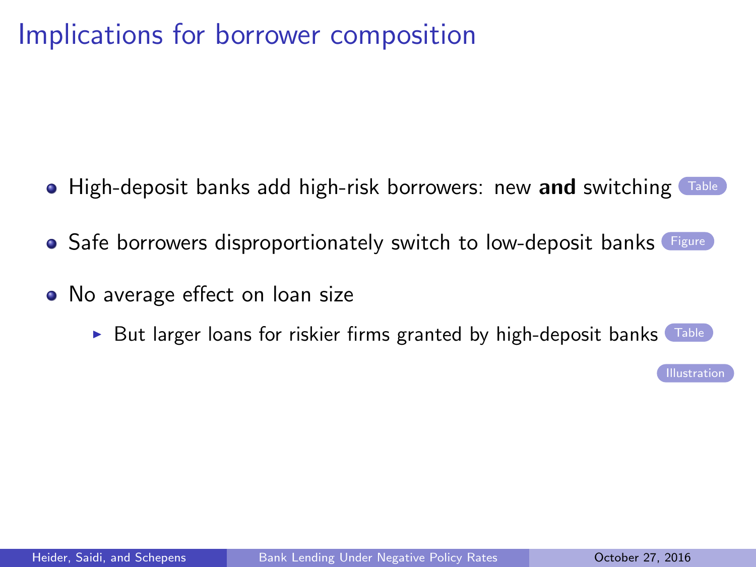# Implications for borrower composition

- High-deposit banks add high-risk borrowers: new **and** switching Table
- Safe borrowers disproportionately switch to low-deposit banks Figure
- No average effect on loan size
  - But larger loans for riskier firms granted by high-deposit banks Table

Illustration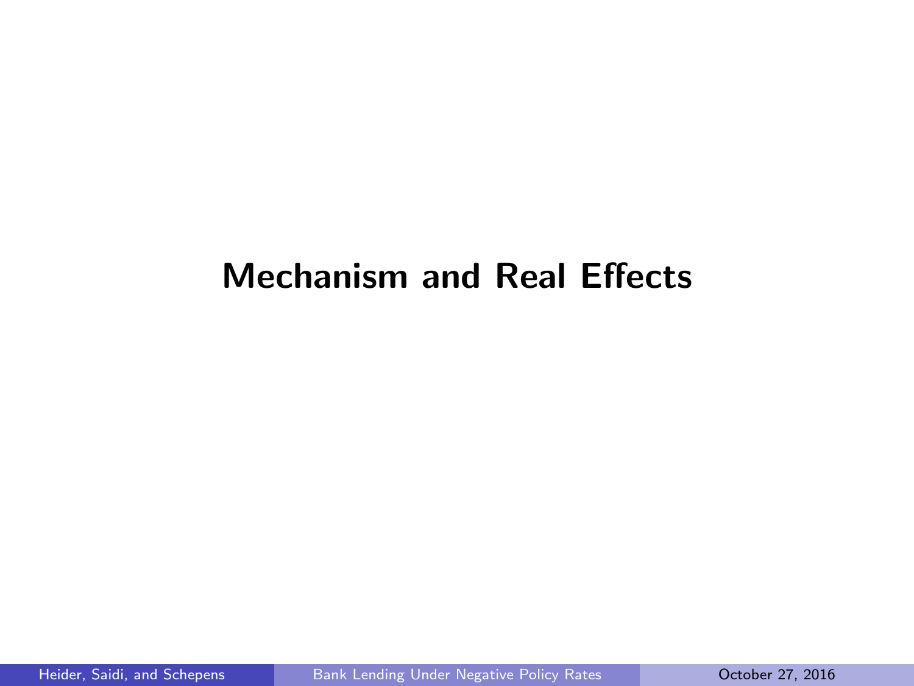# Mechanism and Real Effects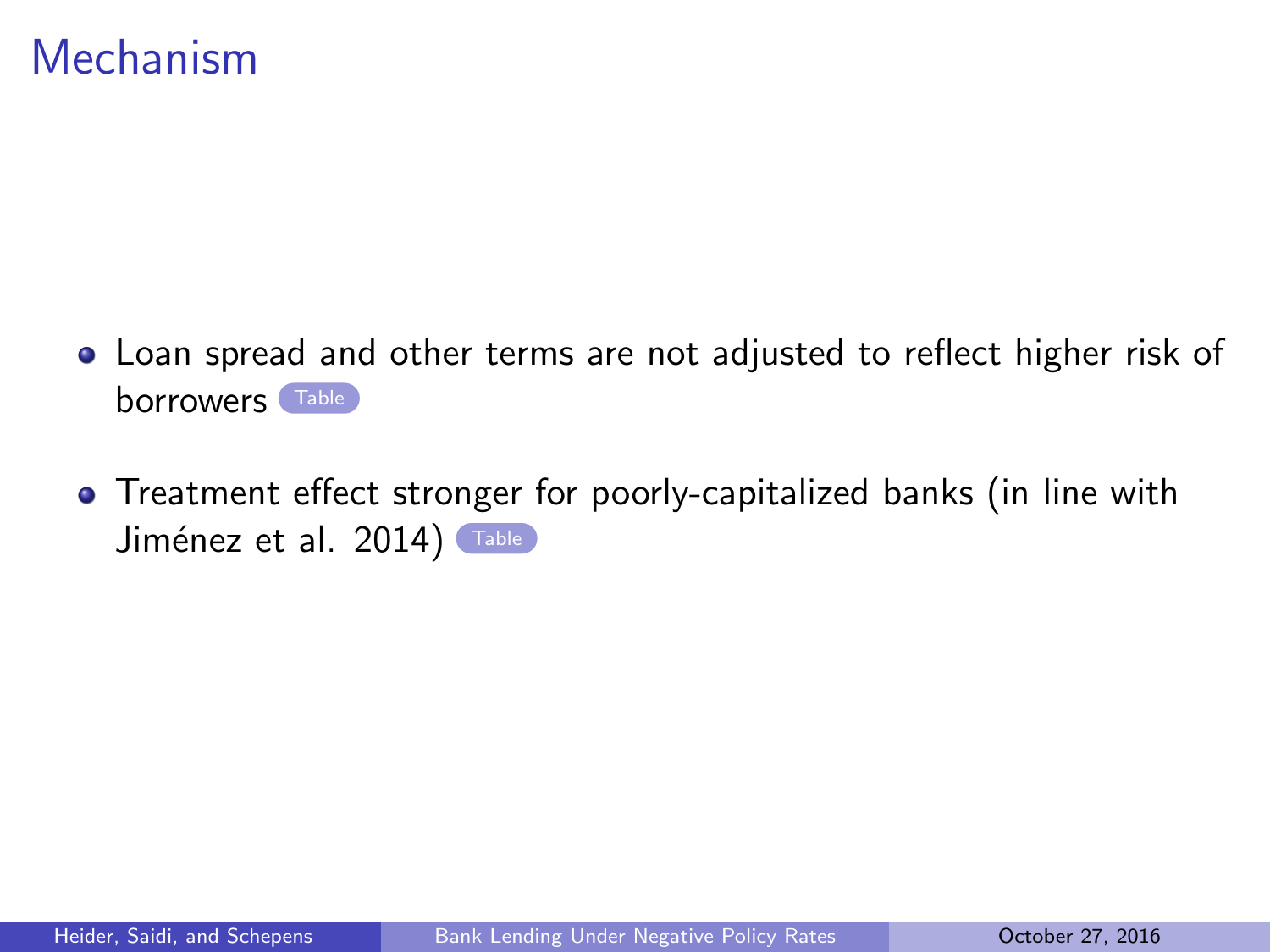# Mechanism

- Loan spread and other terms are not adjusted to reflect higher risk of borrowers Table

- Treatment effect stronger for poorly-capitalized banks (in line with Jiménez et al. 2014) Table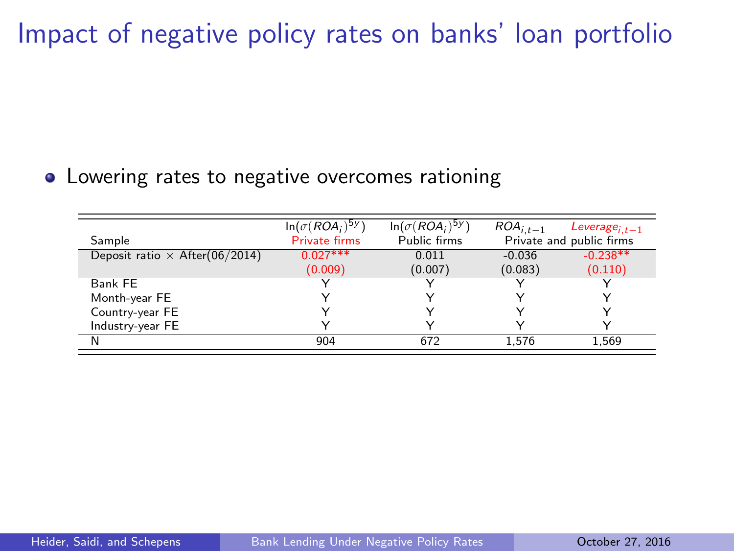# Impact of negative policy rates on banks' loan portfolio

- Lowering rates to negative overcomes rationing

| | $\ln(\sigma(ROA_i)^{5y})$ | $\ln(\sigma(ROA_i)^{5y})$ | $ROA_{i,t-1}$ | $Leverage_{i,t-1}$ |
|---|---|---|---|---|
| Sample | Private firms | Public firms | Private and public firms | |
| Deposit ratio × After(06/2014) | 0.027*** | 0.011 | -0.036 | -0.238** |
| | (0.009) | (0.007) | (0.083) | (0.110) |
| Bank FE | Y | Y | Y | Y |
| Month-year FE | Y | Y | Y | Y |
| Country-year FE | Y | Y | Y | Y |
| Industry-year FE | Y | Y | Y | Y |
| N | 904 | 672 | 1,576 | 1,569 |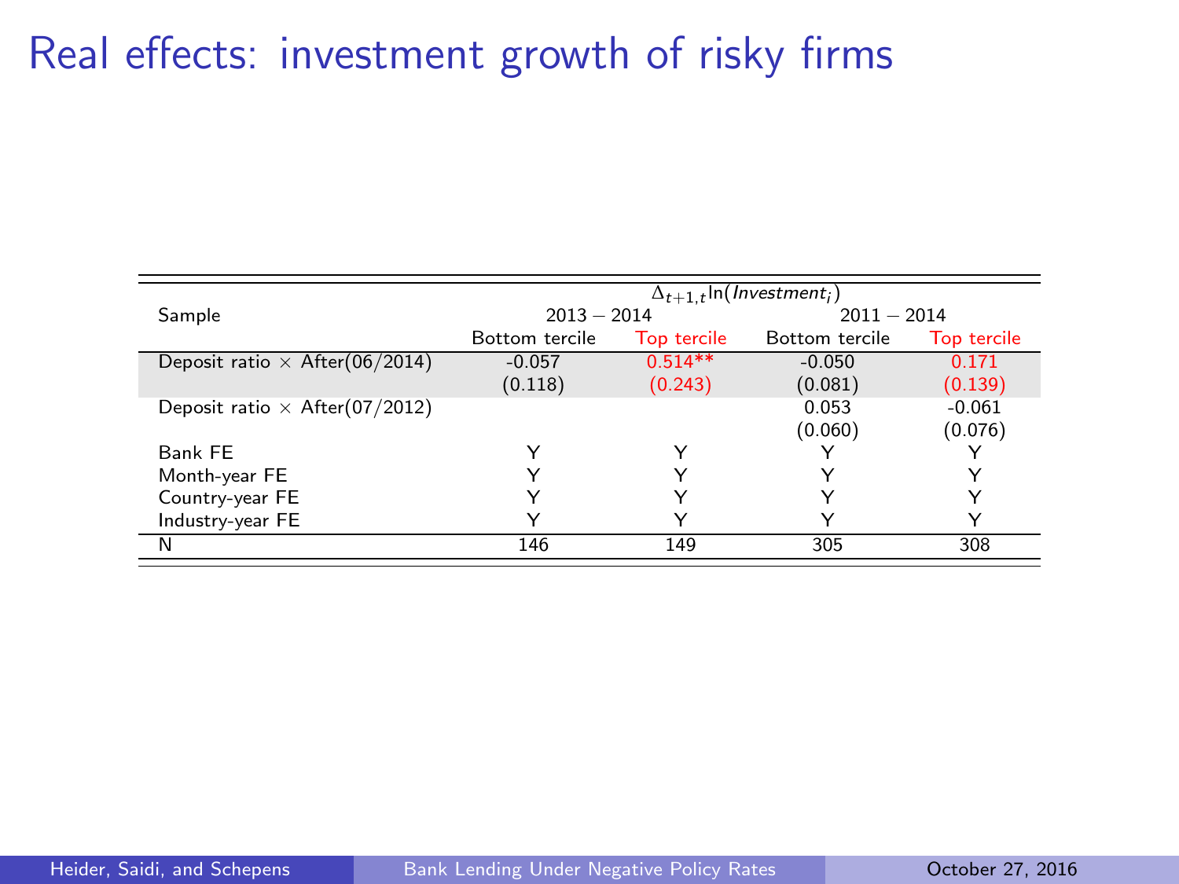# Real effects: investment growth of risky firms

| | $\Delta_{t+1,t}\ln(Investment_i)$ | | | |
|---|---|---|---|---|
| Sample | 2013 − 2014 | | 2011 − 2014 | |
| | Bottom tercile | Top tercile | Bottom tercile | Top tercile |
| Deposit ratio × After(06/2014) | -0.057 | 0.514** | -0.050 | 0.171 |
| | (0.118) | (0.243) | (0.081) | (0.139) |
| Deposit ratio × After(07/2012) | | | 0.053 | -0.061 |
| | | | (0.060) | (0.076) |
| Bank FE | Y | Y | Y | Y |
| Month-year FE | Y | Y | Y | Y |
| Country-year FE | Y | Y | Y | Y |
| Industry-year FE | Y | Y | Y | Y |
| N | 146 | 149 | 305 | 308 |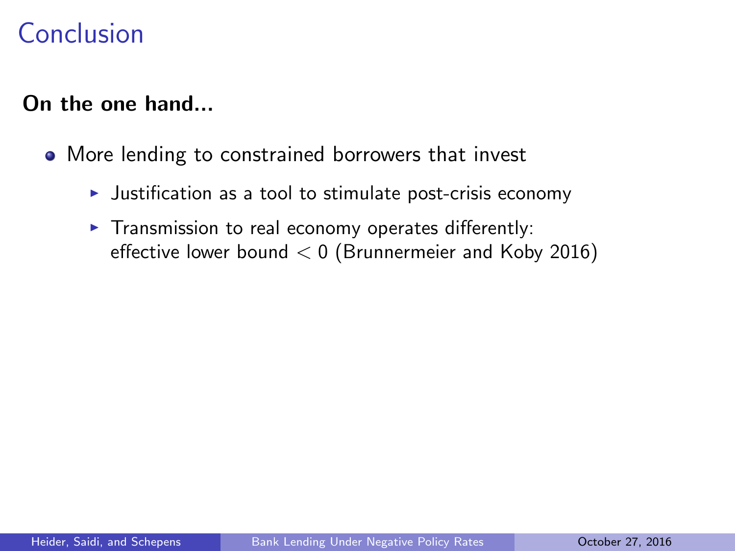# Conclusion

**On the one hand...**

- More lending to constrained borrowers that invest
  - Justification as a tool to stimulate post-crisis economy
  - Transmission to real economy operates differently: effective lower bound $< 0$ (Brunnermeier and Koby 2016)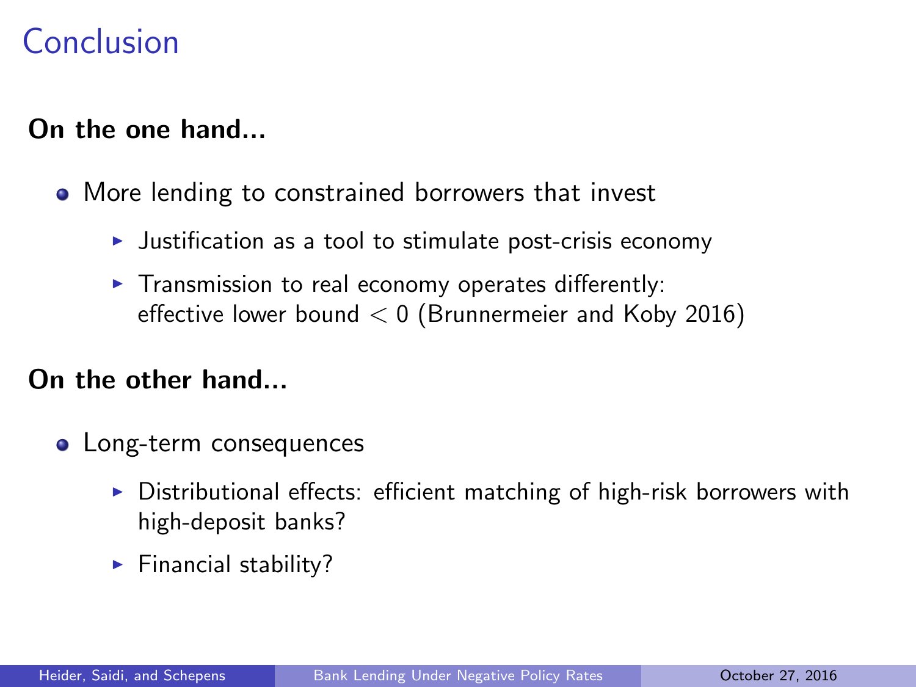# Conclusion

**On the one hand...**

- More lending to constrained borrowers that invest
  - Justification as a tool to stimulate post-crisis economy
  - Transmission to real economy operates differently: effective lower bound $< 0$ (Brunnermeier and Koby 2016)

**On the other hand...**

- Long-term consequences
  - Distributional effects: efficient matching of high-risk borrowers with high-deposit banks?
  - Financial stability?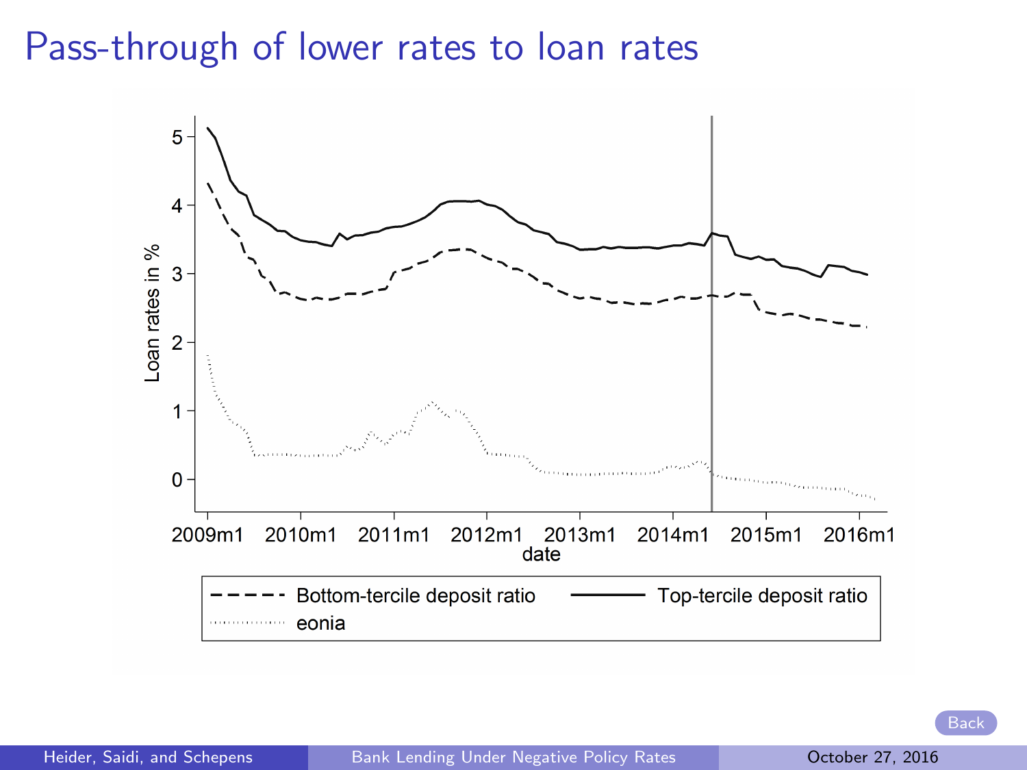# Pass-through of lower rates to loan rates

Loan rates in %

5
4
3
2
1
0

2009m1 2010m1 2011m1 2012m1 2013m1 2014m1 2015m1 2016m1

date

Bottom-tercile deposit ratio
Top-tercile deposit ratio
eonia

Back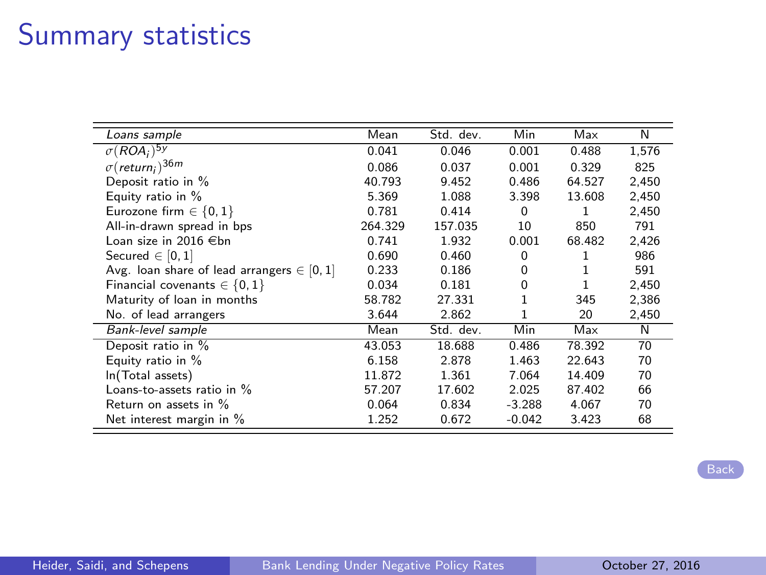# Summary statistics

| *Loans sample* | Mean | Std. dev. | Min | Max | N |
|---|---|---|---|---|---|
| $\sigma(ROA_i)^{5y}$ | 0.041 | 0.046 | 0.001 | 0.488 | 1,576 |
| $\sigma(return_i)^{36m}$ | 0.086 | 0.037 | 0.001 | 0.329 | 825 |
| Deposit ratio in % | 40.793 | 9.452 | 0.486 | 64.527 | 2,450 |
| Equity ratio in % | 5.369 | 1.088 | 3.398 | 13.608 | 2,450 |
| Eurozone firm $\in \{0, 1\}$ | 0.781 | 0.414 | 0 | 1 | 2,450 |
| All-in-drawn spread in bps | 264.329 | 157.035 | 10 | 850 | 791 |
| Loan size in 2016 €bn | 0.741 | 1.932 | 0.001 | 68.482 | 2,426 |
| Secured $\in [0, 1]$ | 0.690 | 0.460 | 0 | 1 | 986 |
| Avg. loan share of lead arrangers $\in [0, 1]$ | 0.233 | 0.186 | 0 | 1 | 591 |
| Financial covenants $\in \{0, 1\}$ | 0.034 | 0.181 | 0 | 1 | 2,450 |
| Maturity of loan in months | 58.782 | 27.331 | 1 | 345 | 2,386 |
| No. of lead arrangers | 3.644 | 2.862 | 1 | 20 | 2,450 |
| *Bank-level sample* | Mean | Std. dev. | Min | Max | N |
| Deposit ratio in % | 43.053 | 18.688 | 0.486 | 78.392 | 70 |
| Equity ratio in % | 6.158 | 2.878 | 1.463 | 22.643 | 70 |
| ln(Total assets) | 11.872 | 1.361 | 7.064 | 14.409 | 70 |
| Loans-to-assets ratio in % | 57.207 | 17.602 | 2.025 | 87.402 | 66 |
| Return on assets in % | 0.064 | 0.834 | -3.288 | 4.067 | 70 |
| Net interest margin in % | 1.252 | 0.672 | -0.042 | 3.423 | 68 |

Back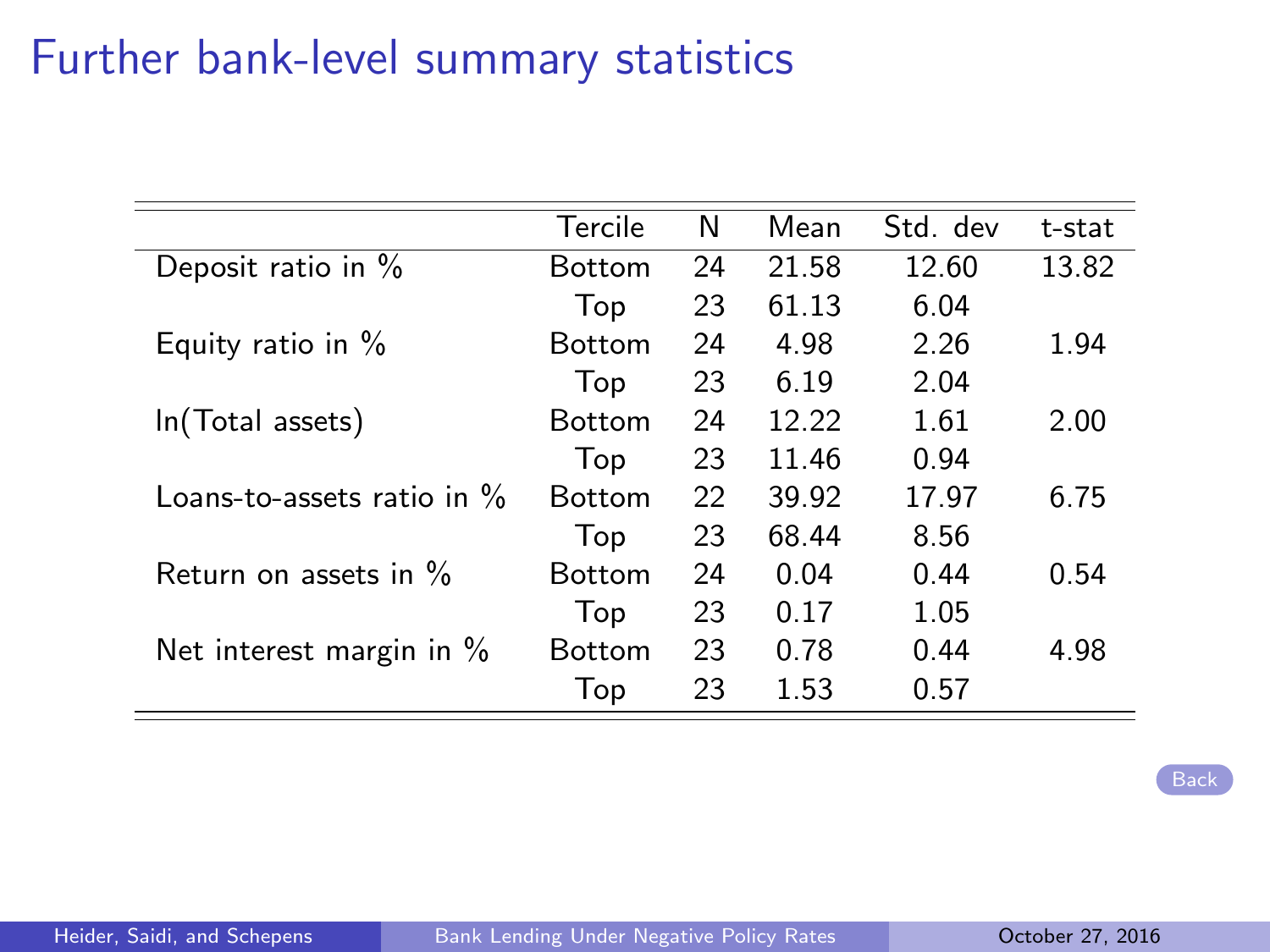# Further bank-level summary statistics

| | Tercile | N | Mean | Std. dev | t-stat |
|---|---|---|---|---|---|
| Deposit ratio in % | Bottom | 24 | 21.58 | 12.60 | 13.82 |
| | Top | 23 | 61.13 | 6.04 | |
| Equity ratio in % | Bottom | 24 | 4.98 | 2.26 | 1.94 |
| | Top | 23 | 6.19 | 2.04 | |
| ln(Total assets) | Bottom | 24 | 12.22 | 1.61 | 2.00 |
| | Top | 23 | 11.46 | 0.94 | |
| Loans-to-assets ratio in % | Bottom | 22 | 39.92 | 17.97 | 6.75 |
| | Top | 23 | 68.44 | 8.56 | |
| Return on assets in % | Bottom | 24 | 0.04 | 0.44 | 0.54 |
| | Top | 23 | 0.17 | 1.05 | |
| Net interest margin in % | Bottom | 23 | 0.78 | 0.44 | 4.98 |
| | Top | 23 | 1.53 | 0.57 | |

Back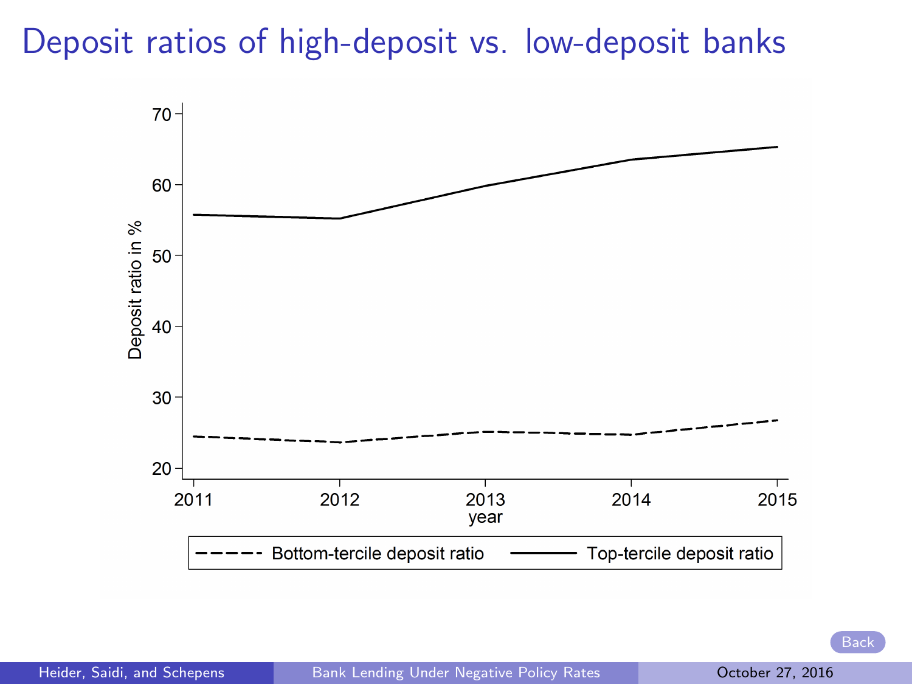# Deposit ratios of high-deposit vs. low-deposit banks

Back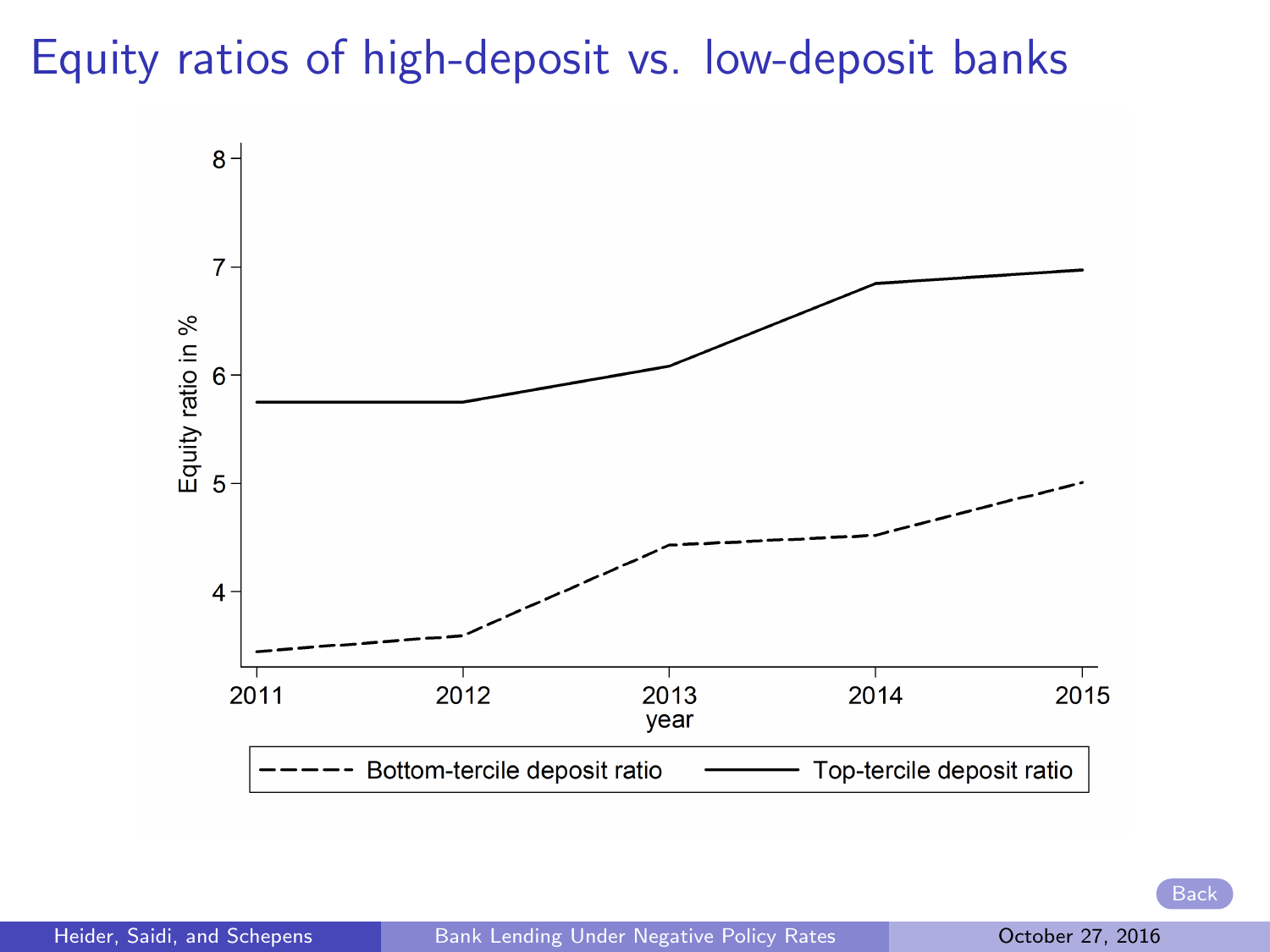# Equity ratios of high-deposit vs. low-deposit banks

Back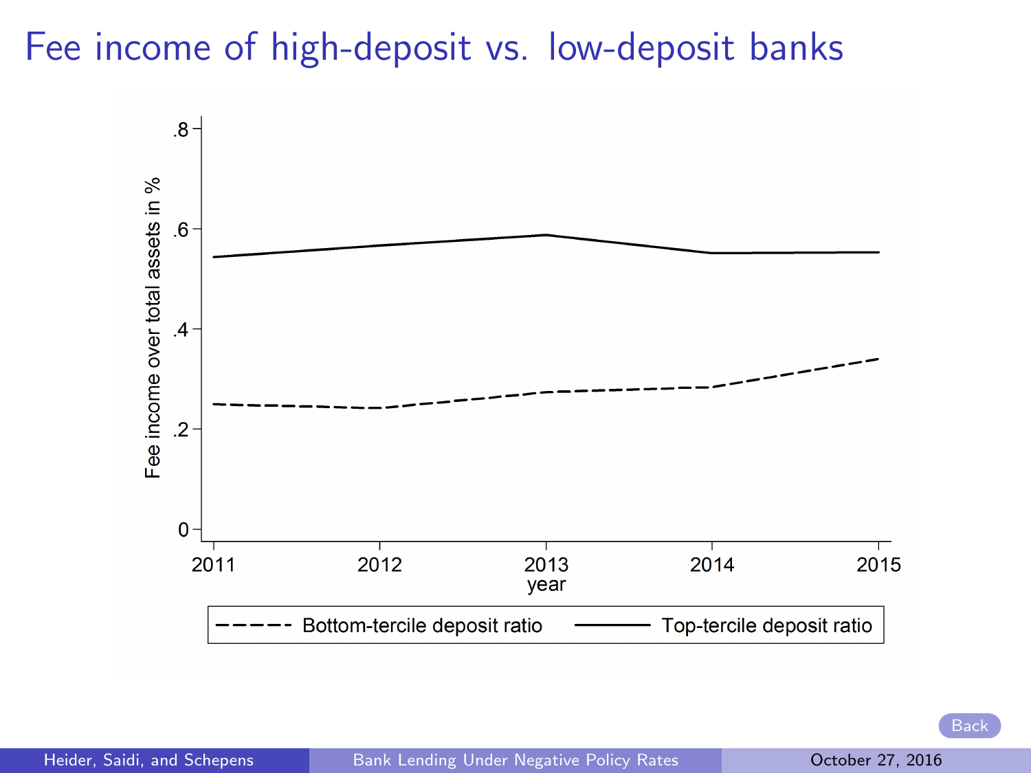# Fee income of high-deposit vs. low-deposit banks

Fee income over total assets in %

.8

.6

.4

.2

0

2011 2012 2013 2014 2015

year

Bottom-tercile deposit ratio Top-tercile deposit ratio

Back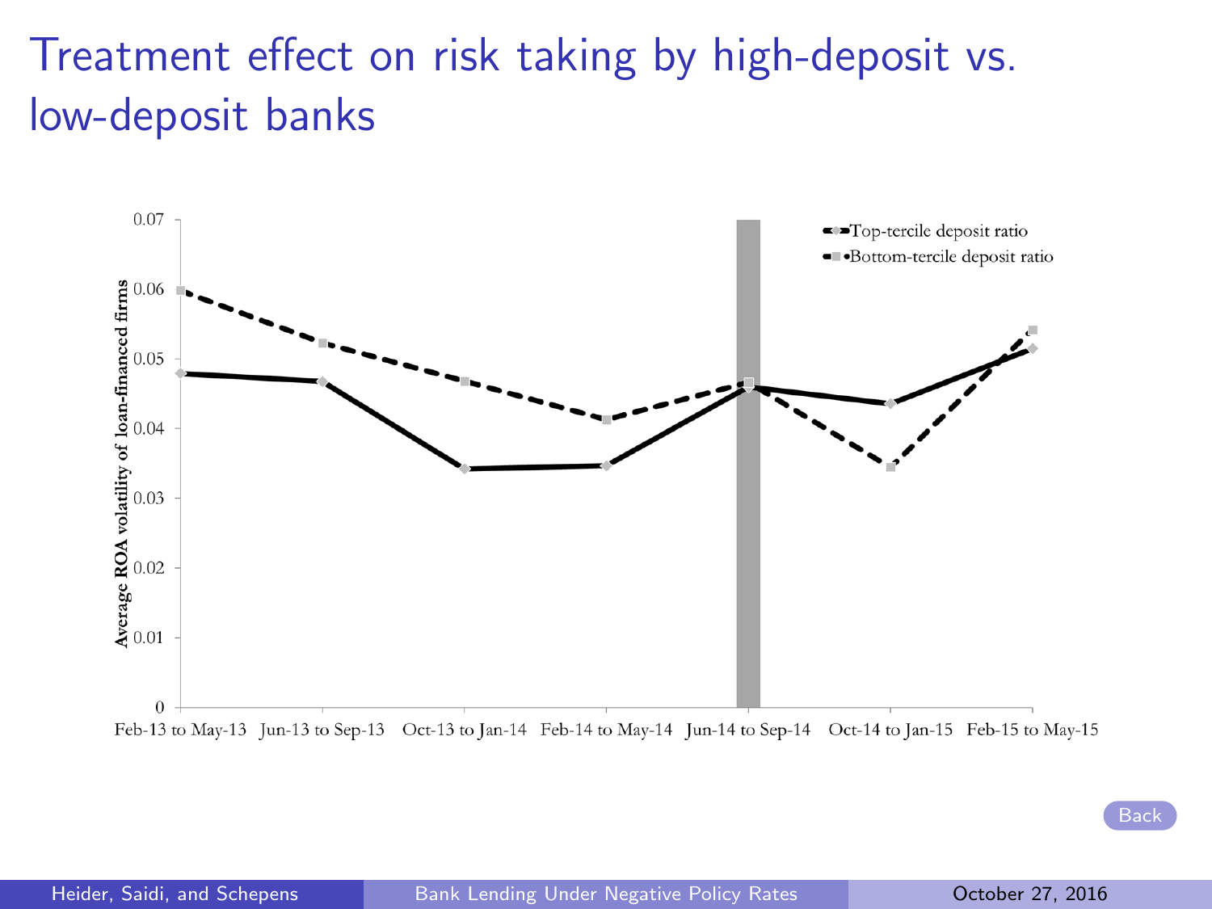# Treatment effect on risk taking by high-deposit vs. low-deposit banks

Back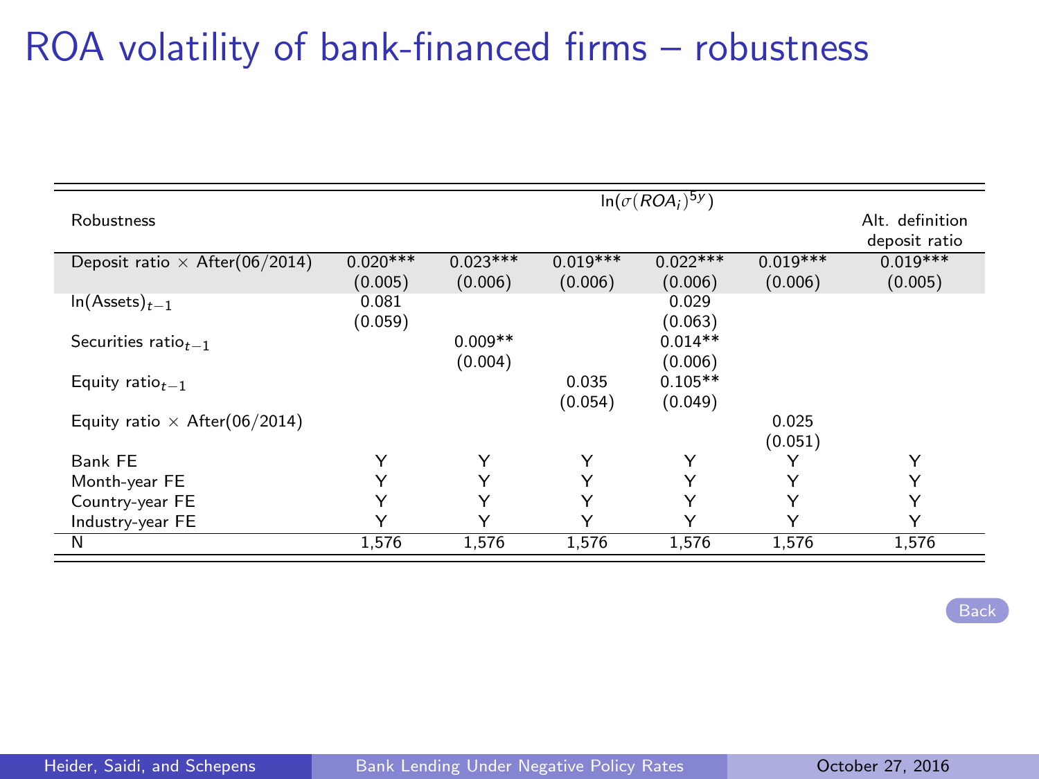# ROA volatility of bank-financed firms – robustness

| | $\ln(\sigma(ROA_i)^{5y})$ | | | | | |
|---|---|---|---|---|---|---|
| Robustness | | | | | | Alt. definition deposit ratio |
| Deposit ratio × After(06/2014) | 0.020*** | 0.023*** | 0.019*** | 0.022*** | 0.019*** | 0.019*** |
| | (0.005) | (0.006) | (0.006) | (0.006) | (0.006) | (0.005) |
| $\ln(\text{Assets})_{t-1}$ | 0.081 | | | 0.029 | | |
| | (0.059) | | | (0.063) | | |
| Securities $\text{ratio}_{t-1}$ | | 0.009** | | 0.014** | | |
| | | (0.004) | | (0.006) | | |
| Equity $\text{ratio}_{t-1}$ | | | 0.035 | 0.105** | | |
| | | | (0.054) | (0.049) | | |
| Equity ratio × After(06/2014) | | | | | 0.025 | |
| | | | | | (0.051) | |
| Bank FE | Y | Y | Y | Y | Y | Y |
| Month-year FE | Y | Y | Y | Y | Y | Y |
| Country-year FE | Y | Y | Y | Y | Y | Y |
| Industry-year FE | Y | Y | Y | Y | Y | Y |
| N | 1,576 | 1,576 | 1,576 | 1,576 | 1,576 | 1,576 |

Back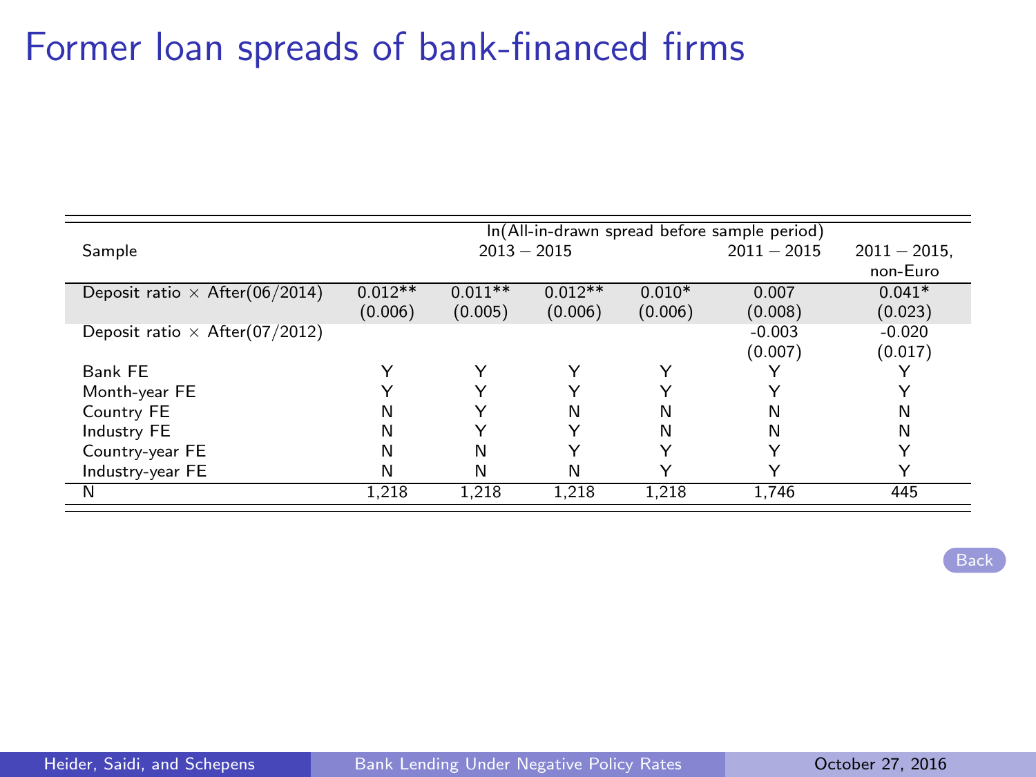# Former loan spreads of bank-financed firms

| | ln(All-in-drawn spread before sample period) | | | | | |
|---|---|---|---|---|---|---|
| Sample | 2013 − 2015 | | | | 2011 − 2015 | 2011 − 2015, non-Euro |
| Deposit ratio × After(06/2014) | 0.012** | 0.011** | 0.012** | 0.010* | 0.007 | 0.041* |
| | (0.006) | (0.005) | (0.006) | (0.006) | (0.008) | (0.023) |
| Deposit ratio × After(07/2012) | | | | | -0.003 | -0.020 |
| | | | | | (0.007) | (0.017) |
| Bank FE | Y | Y | Y | Y | Y | Y |
| Month-year FE | Y | Y | Y | Y | Y | Y |
| Country FE | N | Y | N | N | N | N |
| Industry FE | N | Y | Y | N | N | N |
| Country-year FE | N | N | Y | Y | Y | Y |
| Industry-year FE | N | N | N | Y | Y | Y |
| N | 1,218 | 1,218 | 1,218 | 1,218 | 1,746 | 445 |

Back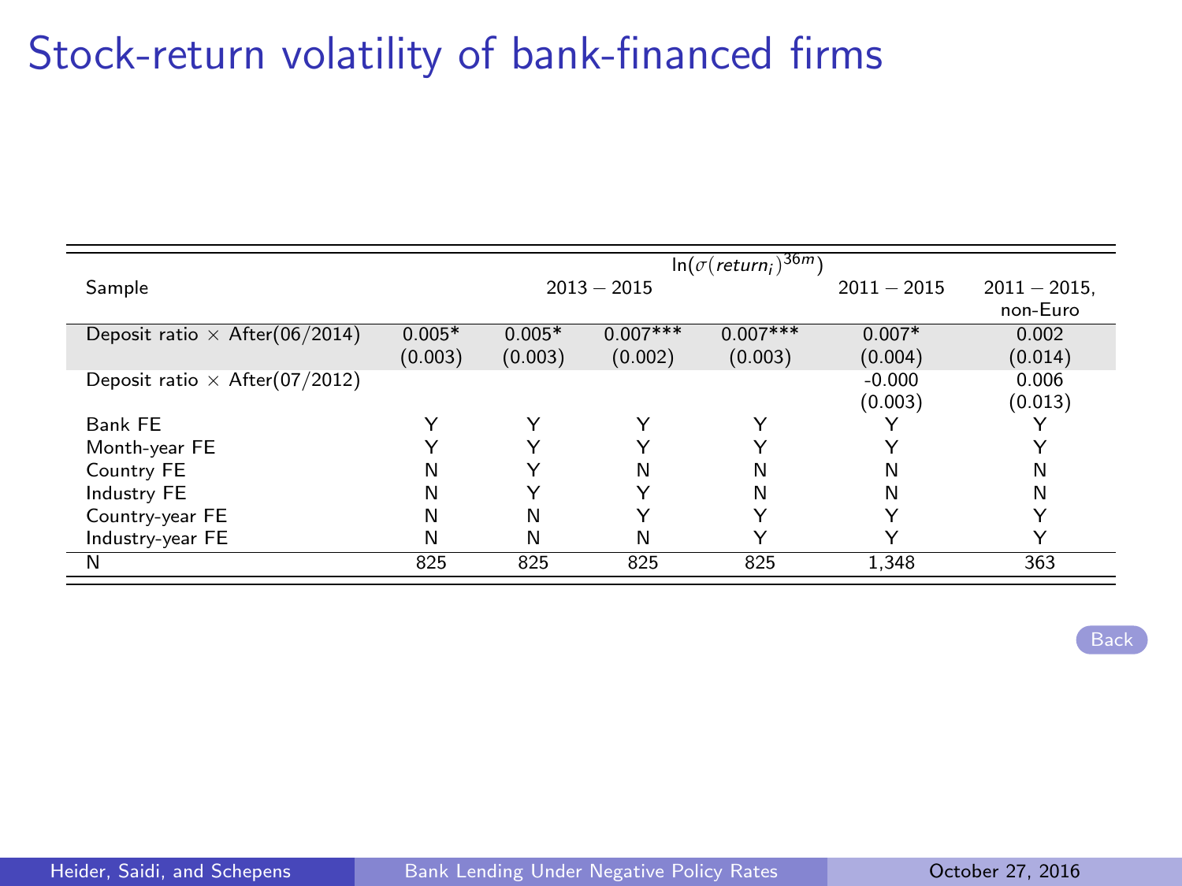# Stock-return volatility of bank-financed firms

| | $\ln(\sigma(return_i)^{36m})$ | | | | | |
|---|---|---|---|---|---|---|
| Sample | 2013 − 2015 | | | | 2011 − 2015 | 2011 − 2015, non-Euro |
| Deposit ratio × After(06/2014) | 0.005* | 0.005* | 0.007*** | 0.007*** | 0.007* | 0.002 |
| | (0.003) | (0.003) | (0.002) | (0.003) | (0.004) | (0.014) |
| Deposit ratio × After(07/2012) | | | | | -0.000 | 0.006 |
| | | | | | (0.003) | (0.013) |
| Bank FE | Y | Y | Y | Y | Y | Y |
| Month-year FE | Y | Y | Y | Y | Y | Y |
| Country FE | N | Y | N | N | N | N |
| Industry FE | N | Y | Y | N | N | N |
| Country-year FE | N | N | Y | Y | Y | Y |
| Industry-year FE | N | N | N | Y | Y | Y |
| N | 825 | 825 | 825 | 825 | 1,348 | 363 |

Back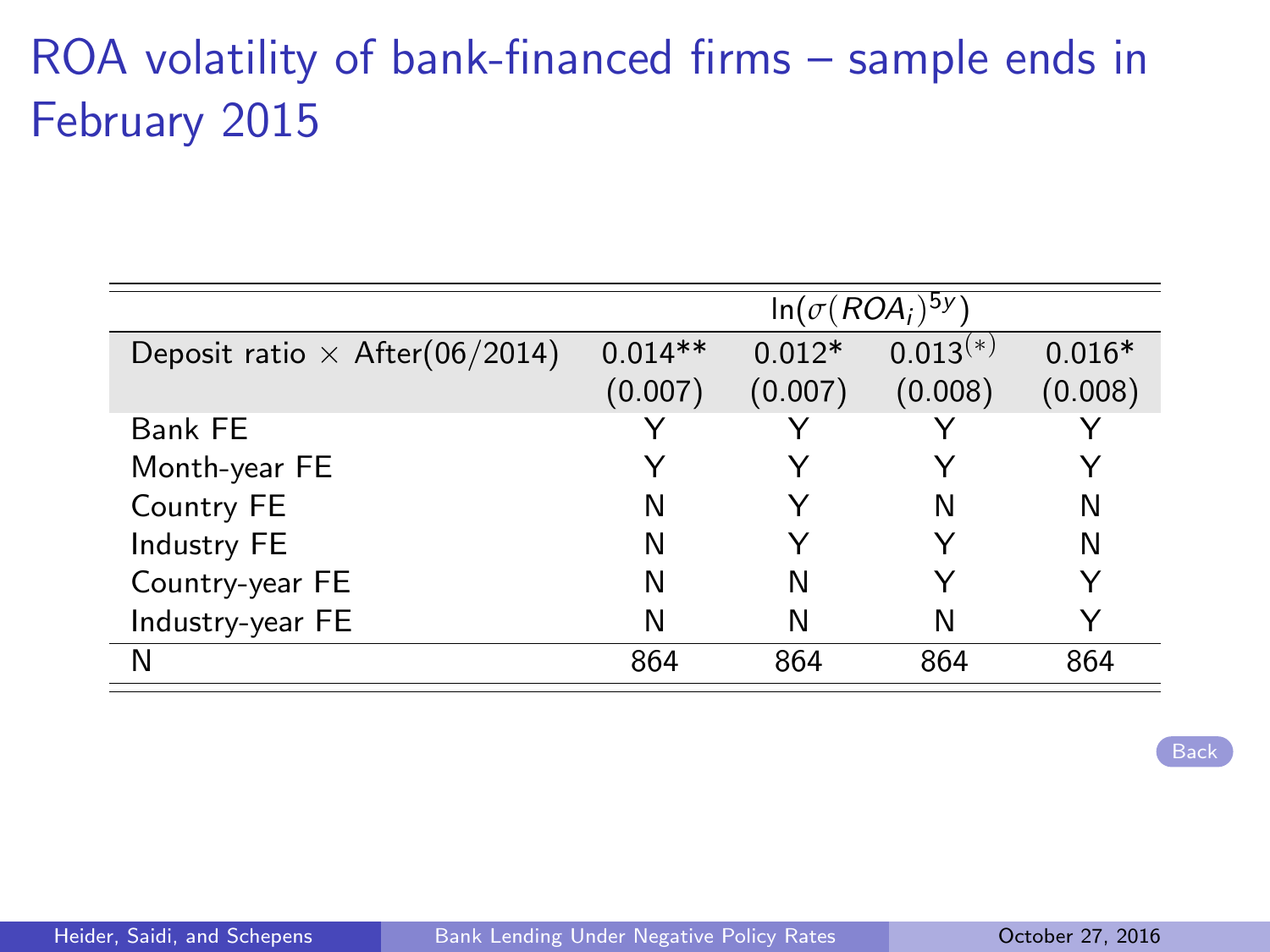# ROA volatility of bank-financed firms – sample ends in February 2015

| | $\ln(\sigma(ROA_i)^{5y})$ | | | |
|---|---|---|---|---|
| Deposit ratio $\times$ After(06/2014) | 0.014** | 0.012* | $0.013^{(*)}$ | 0.016* |
| | (0.007) | (0.007) | (0.008) | (0.008) |
| Bank FE | Y | Y | Y | Y |
| Month-year FE | Y | Y | Y | Y |
| Country FE | N | Y | N | N |
| Industry FE | N | Y | Y | N |
| Country-year FE | N | N | Y | Y |
| Industry-year FE | N | N | N | Y |
| N | 864 | 864 | 864 | 864 |

Back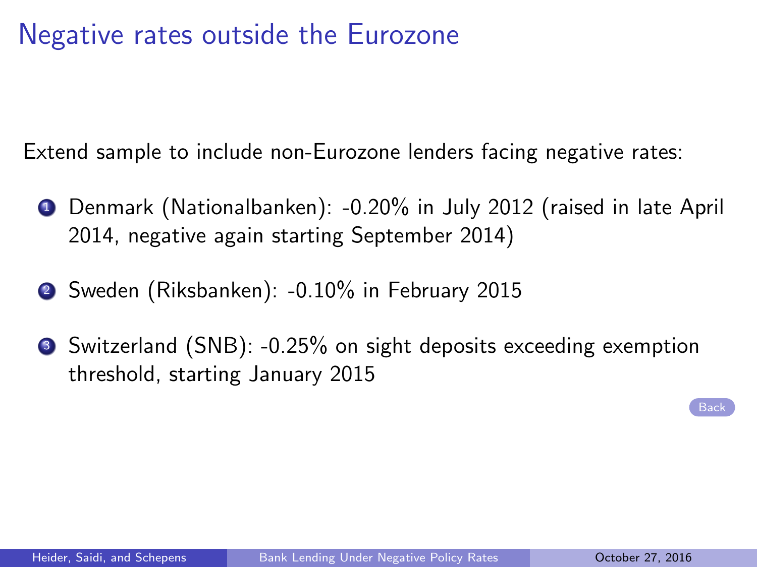# Negative rates outside the Eurozone

Extend sample to include non-Eurozone lenders facing negative rates:

1. Denmark (Nationalbanken): -0.20% in July 2012 (raised in late April 2014, negative again starting September 2014)
2. Sweden (Riksbanken): -0.10% in February 2015
3. Switzerland (SNB): -0.25% on sight deposits exceeding exemption threshold, starting January 2015

Back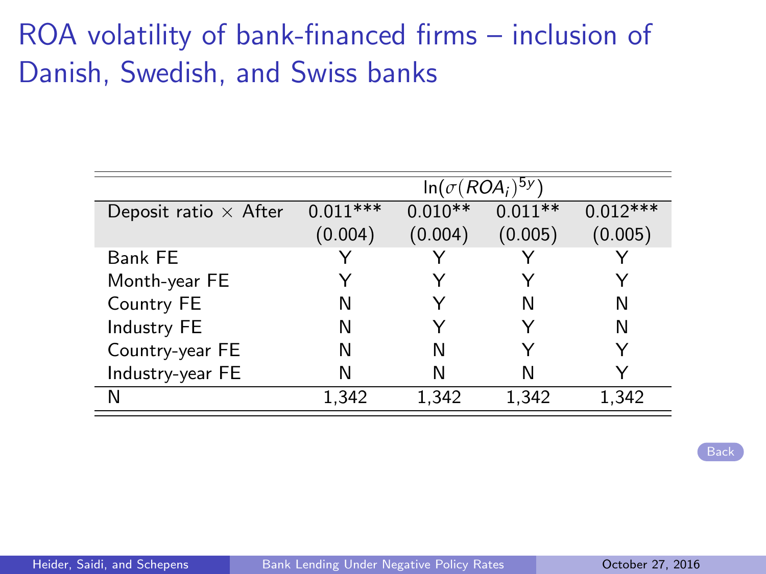# ROA volatility of bank-financed firms – inclusion of Danish, Swedish, and Swiss banks

| | $\ln(\sigma(ROA_i)^{5y})$ | | | |
|---|---|---|---|---|
| Deposit ratio × After | 0.011*** | 0.010** | 0.011** | 0.012*** |
| | (0.004) | (0.004) | (0.005) | (0.005) |
| Bank FE | Y | Y | Y | Y |
| Month-year FE | Y | Y | Y | Y |
| Country FE | N | Y | N | N |
| Industry FE | N | Y | Y | N |
| Country-year FE | N | N | Y | Y |
| Industry-year FE | N | N | N | Y |
| N | 1,342 | 1,342 | 1,342 | 1,342 |

Back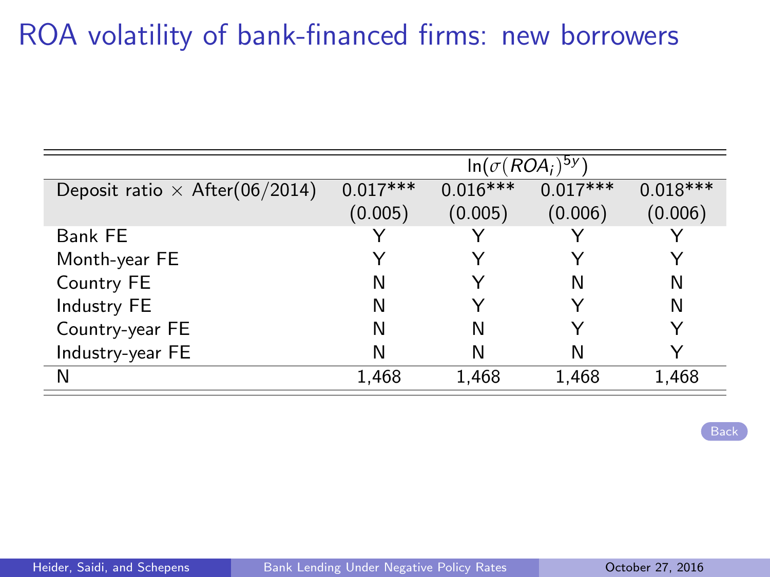# ROA volatility of bank-financed firms: new borrowers

| | $\ln(\sigma(ROA_i)^{5y})$ | | | |
|---|---|---|---|---|
| Deposit ratio × After(06/2014) | 0.017*** | 0.016*** | 0.017*** | 0.018*** |
| | (0.005) | (0.005) | (0.006) | (0.006) |
| Bank FE | Y | Y | Y | Y |
| Month-year FE | Y | Y | Y | Y |
| Country FE | N | Y | N | N |
| Industry FE | N | Y | Y | N |
| Country-year FE | N | N | Y | Y |
| Industry-year FE | N | N | N | Y |
| N | 1,468 | 1,468 | 1,468 | 1,468 |

Back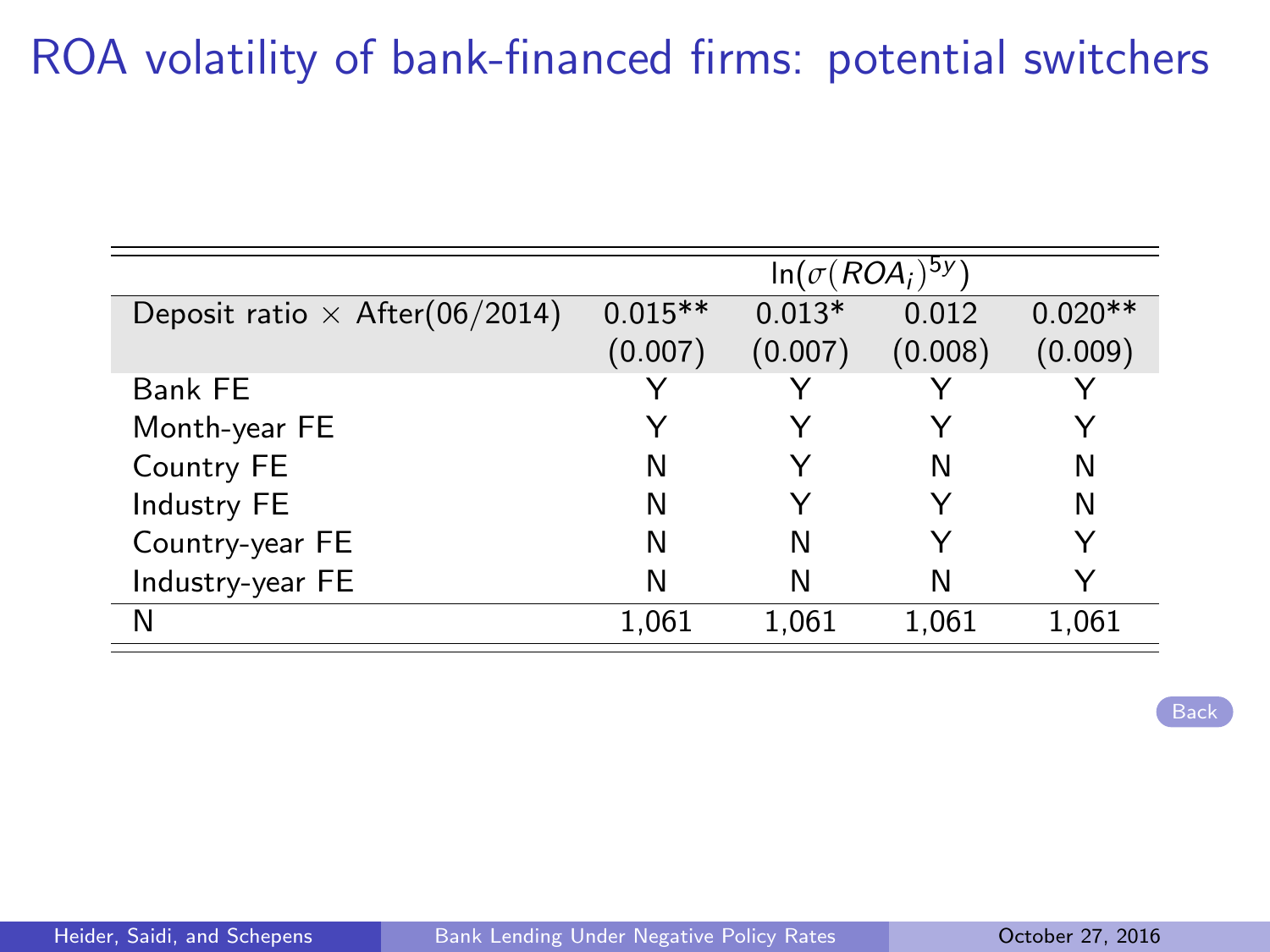# ROA volatility of bank-financed firms: potential switchers

| | $\ln(\sigma(ROA_i)^{5y})$ | | | |
|---|---|---|---|---|
| Deposit ratio $\times$ After(06/2014) | 0.015** | 0.013* | 0.012 | 0.020** |
| | (0.007) | (0.007) | (0.008) | (0.009) |
| Bank FE | Y | Y | Y | Y |
| Month-year FE | Y | Y | Y | Y |
| Country FE | N | Y | N | N |
| Industry FE | N | Y | Y | N |
| Country-year FE | N | N | Y | Y |
| Industry-year FE | N | N | N | Y |
| N | 1,061 | 1,061 | 1,061 | 1,061 |

Back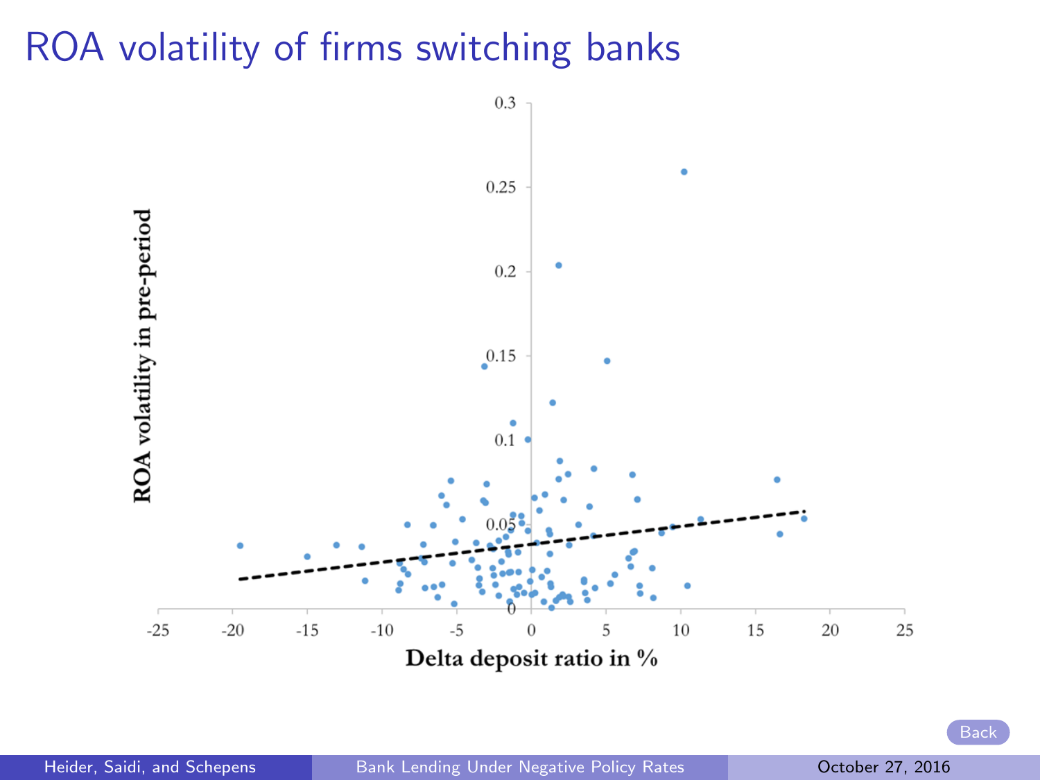# ROA volatility of firms switching banks

ROA volatility in pre-period

Delta deposit ratio in %

Back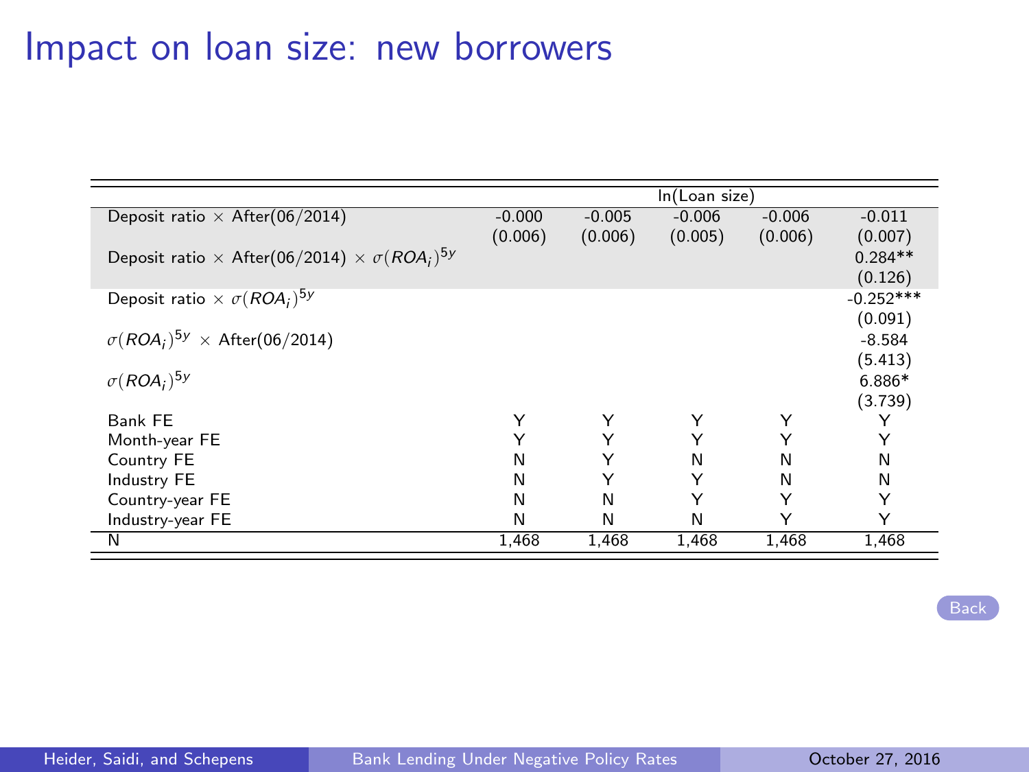# Impact on loan size: new borrowers

| | ln(Loan size) | | | | |
|---|---|---|---|---|---|
| Deposit ratio × After(06/2014) | -0.000 | -0.005 | -0.006 | -0.006 | -0.011 |
| | (0.006) | (0.006) | (0.005) | (0.006) | (0.007) |
| Deposit ratio × After(06/2014) × $\sigma(ROA_i)^{5y}$ | | | | | 0.284** |
| | | | | | (0.126) |
| Deposit ratio × $\sigma(ROA_i)^{5y}$ | | | | | -0.252*** |
| | | | | | (0.091) |
| $\sigma(ROA_i)^{5y}$ × After(06/2014) | | | | | -8.584 |
| | | | | | (5.413) |
| $\sigma(ROA_i)^{5y}$ | | | | | 6.886* |
| | | | | | (3.739) |
| Bank FE | Y | Y | Y | Y | Y |
| Month-year FE | Y | Y | Y | Y | Y |
| Country FE | N | Y | N | N | N |
| Industry FE | N | Y | Y | N | N |
| Country-year FE | N | N | Y | Y | Y |
| Industry-year FE | N | N | N | Y | Y |
| N | 1,468 | 1,468 | 1,468 | 1,468 | 1,468 |

Back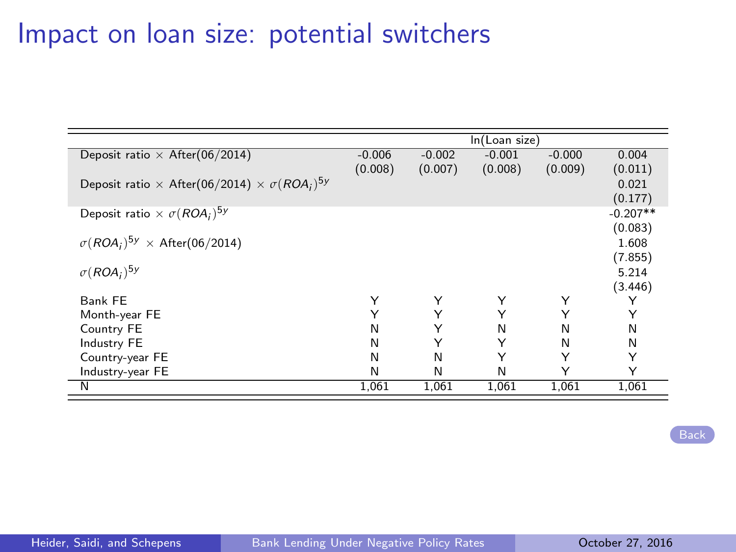# Impact on loan size: potential switchers

| | ln(Loan size) | | | | |
|---|---|---|---|---|---|
| Deposit ratio × After(06/2014) | -0.006 | -0.002 | -0.001 | -0.000 | 0.004 |
| | (0.008) | (0.007) | (0.008) | (0.009) | (0.011) |
| Deposit ratio × After(06/2014) × $\sigma(ROA_i)^{5y}$ | | | | | 0.021 |
| | | | | | (0.177) |
| Deposit ratio × $\sigma(ROA_i)^{5y}$ | | | | | -0.207** |
| | | | | | (0.083) |
| $\sigma(ROA_i)^{5y}$ × After(06/2014) | | | | | 1.608 |
| | | | | | (7.855) |
| $\sigma(ROA_i)^{5y}$ | | | | | 5.214 |
| | | | | | (3.446) |
| Bank FE | Y | Y | Y | Y | Y |
| Month-year FE | Y | Y | Y | Y | Y |
| Country FE | N | Y | N | N | N |
| Industry FE | N | Y | Y | N | N |
| Country-year FE | N | N | Y | Y | Y |
| Industry-year FE | N | N | N | Y | Y |
| N | 1,061 | 1,061 | 1,061 | 1,061 | 1,061 |

Back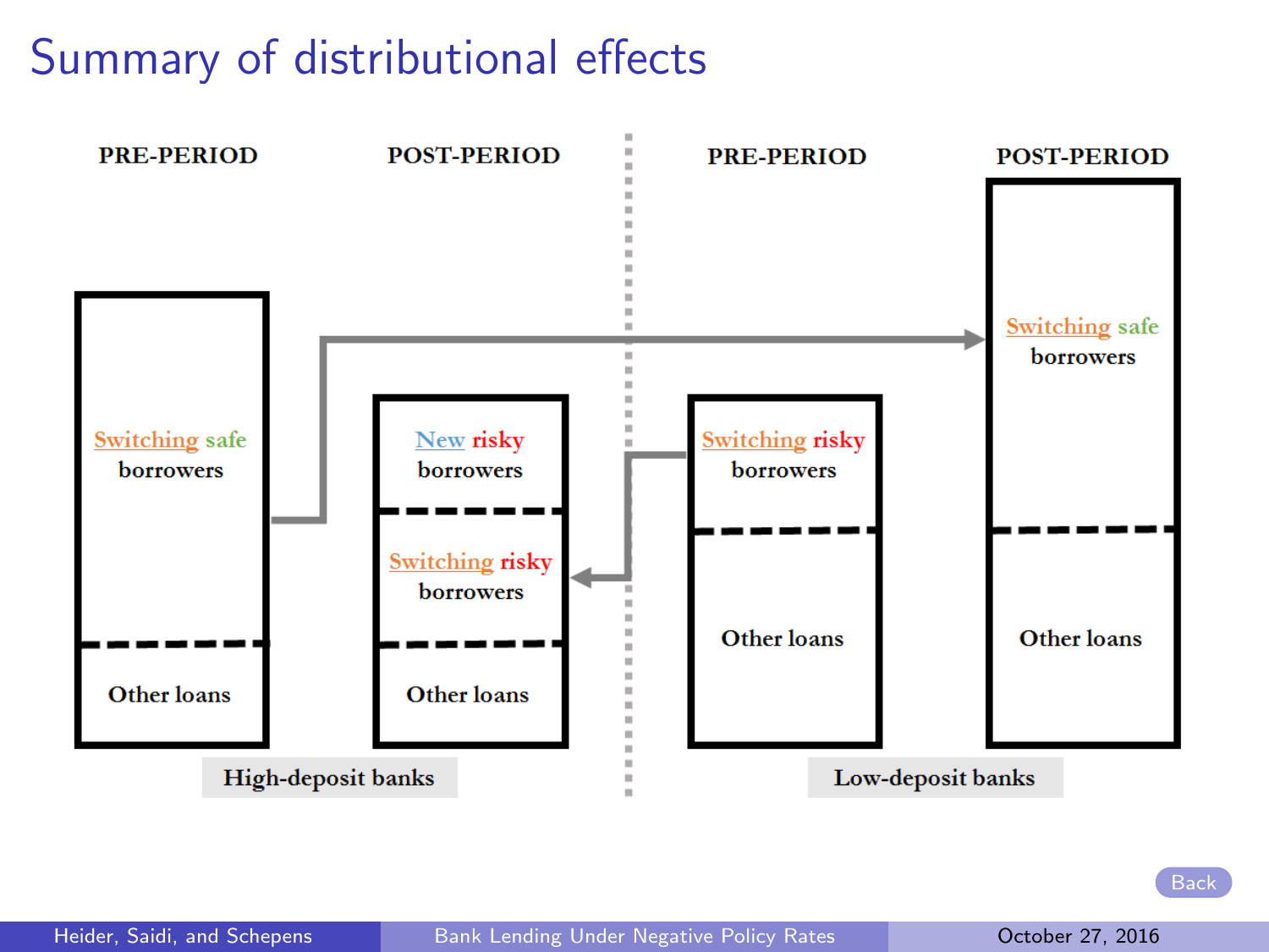# Summary of distributional effects

**High-deposit banks**

| PRE-PERIOD | POST-PERIOD |
|---|---|
| Switching safe borrowers | New risky borrowers |
| | Switching risky borrowers |
| Other loans | Other loans |

**Low-deposit banks**

| PRE-PERIOD | POST-PERIOD |
|---|---|
| Switching risky borrowers | Switching safe borrowers |
| Other loans | Other loans |

Switching safe borrowers (High-deposit banks, pre-period) → Low-deposit banks, post-period

Switching risky borrowers (Low-deposit banks, pre-period) → High-deposit banks, post-period

Back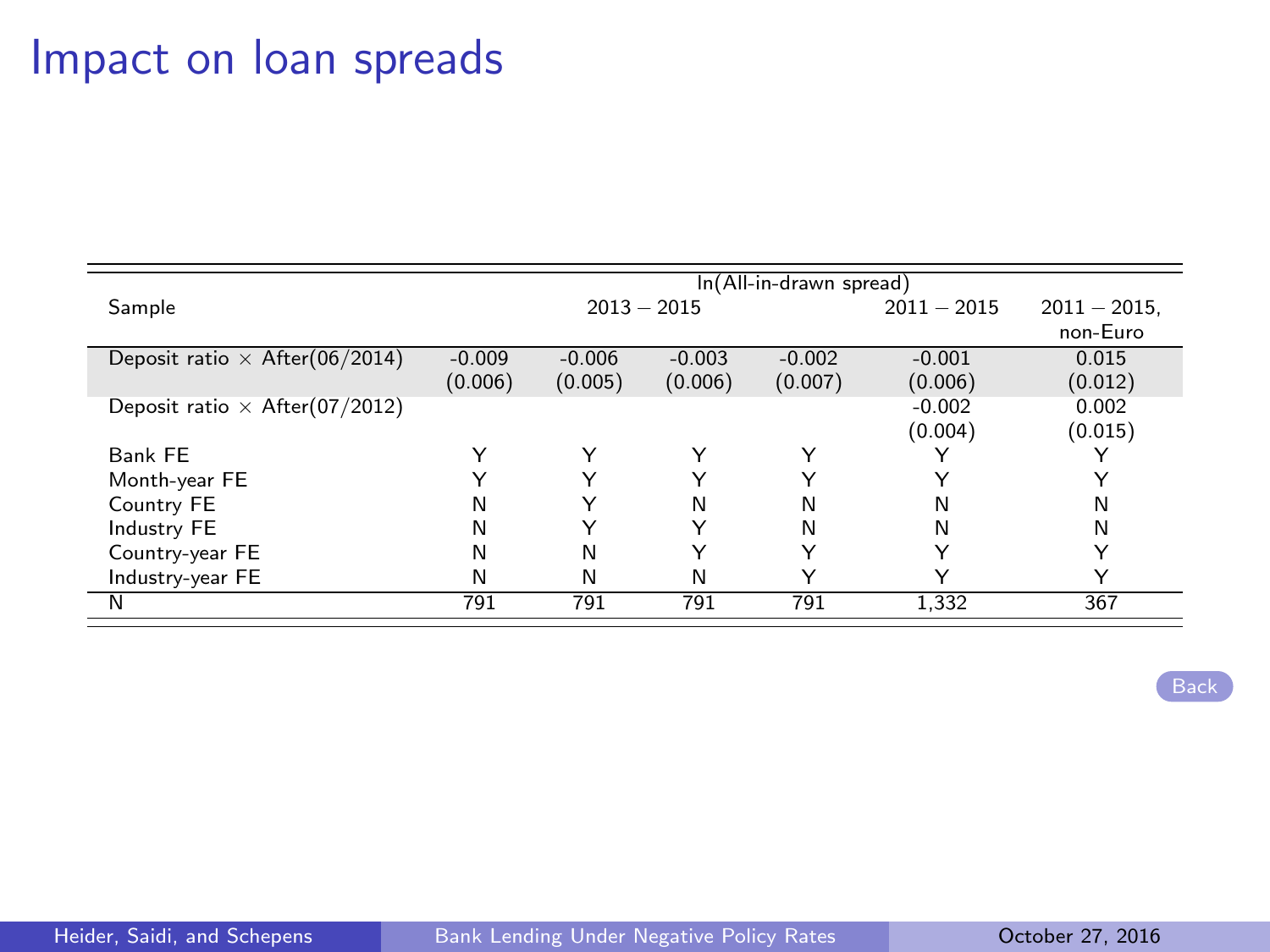# Impact on loan spreads

| | ln(All-in-drawn spread) | | | | | |
|---|---|---|---|---|---|---|
| Sample | 2013 − 2015 | | | | 2011 − 2015 | 2011 − 2015, non-Euro |
| Deposit ratio × After(06/2014) | -0.009 | -0.006 | -0.003 | -0.002 | -0.001 | 0.015 |
| | (0.006) | (0.005) | (0.006) | (0.007) | (0.006) | (0.012) |
| Deposit ratio × After(07/2012) | | | | | -0.002 | 0.002 |
| | | | | | (0.004) | (0.015) |
| Bank FE | Y | Y | Y | Y | Y | Y |
| Month-year FE | Y | Y | Y | Y | Y | Y |
| Country FE | N | Y | N | N | N | N |
| Industry FE | N | Y | Y | N | N | N |
| Country-year FE | N | N | Y | Y | Y | Y |
| Industry-year FE | N | N | N | Y | Y | Y |
| N | 791 | 791 | 791 | 791 | 1,332 | 367 |

Back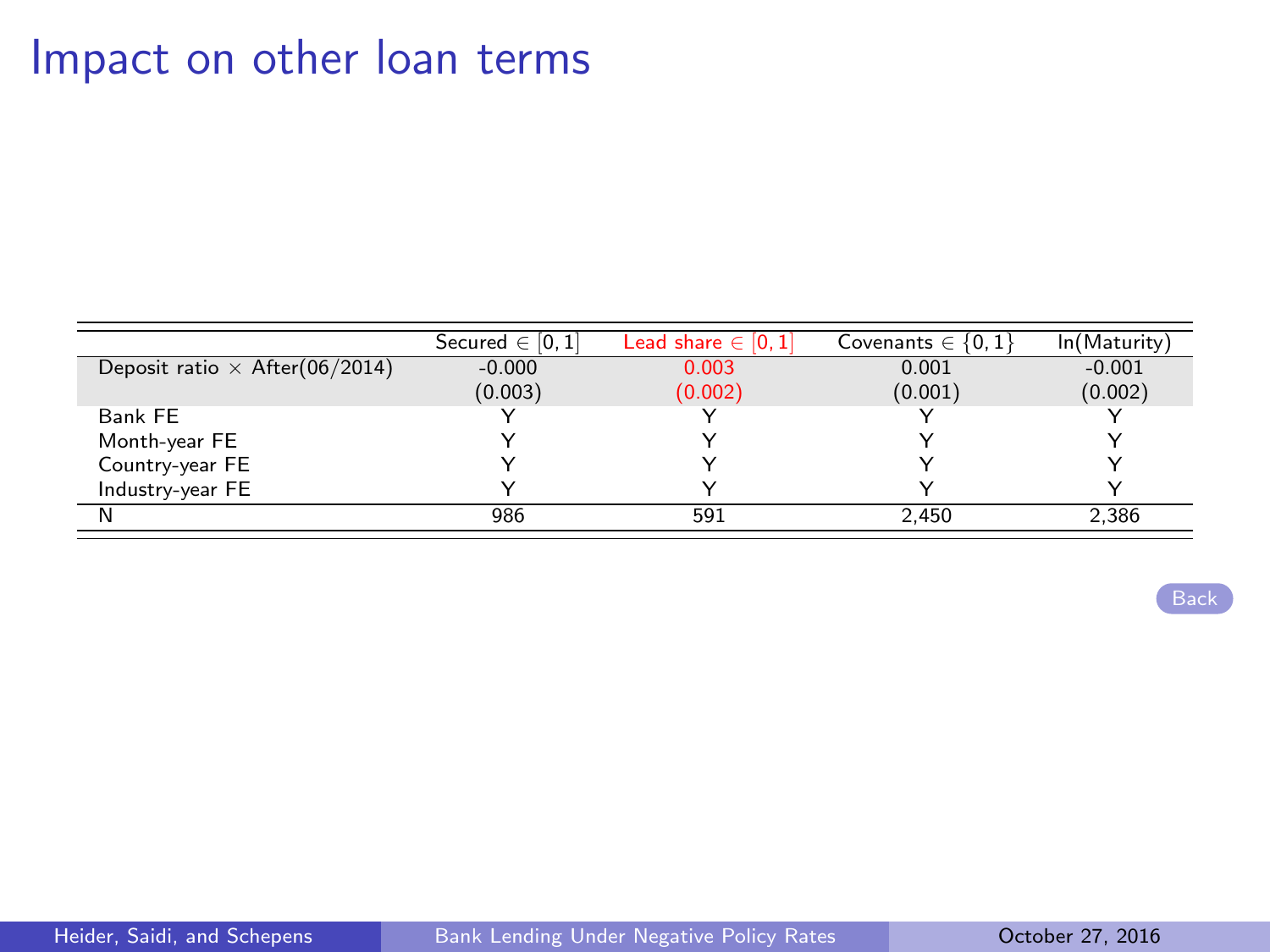# Impact on other loan terms

| | Secured $\in [0, 1]$ | Lead share $\in [0, 1]$ | Covenants $\in \{0, 1\}$ | ln(Maturity) |
|---|---|---|---|---|
| Deposit ratio $\times$ After(06/2014) | -0.000 | 0.003 | 0.001 | -0.001 |
| | (0.003) | (0.002) | (0.001) | (0.002) |
| Bank FE | Y | Y | Y | Y |
| Month-year FE | Y | Y | Y | Y |
| Country-year FE | Y | Y | Y | Y |
| Industry-year FE | Y | Y | Y | Y |
| N | 986 | 591 | 2,450 | 2,386 |

Back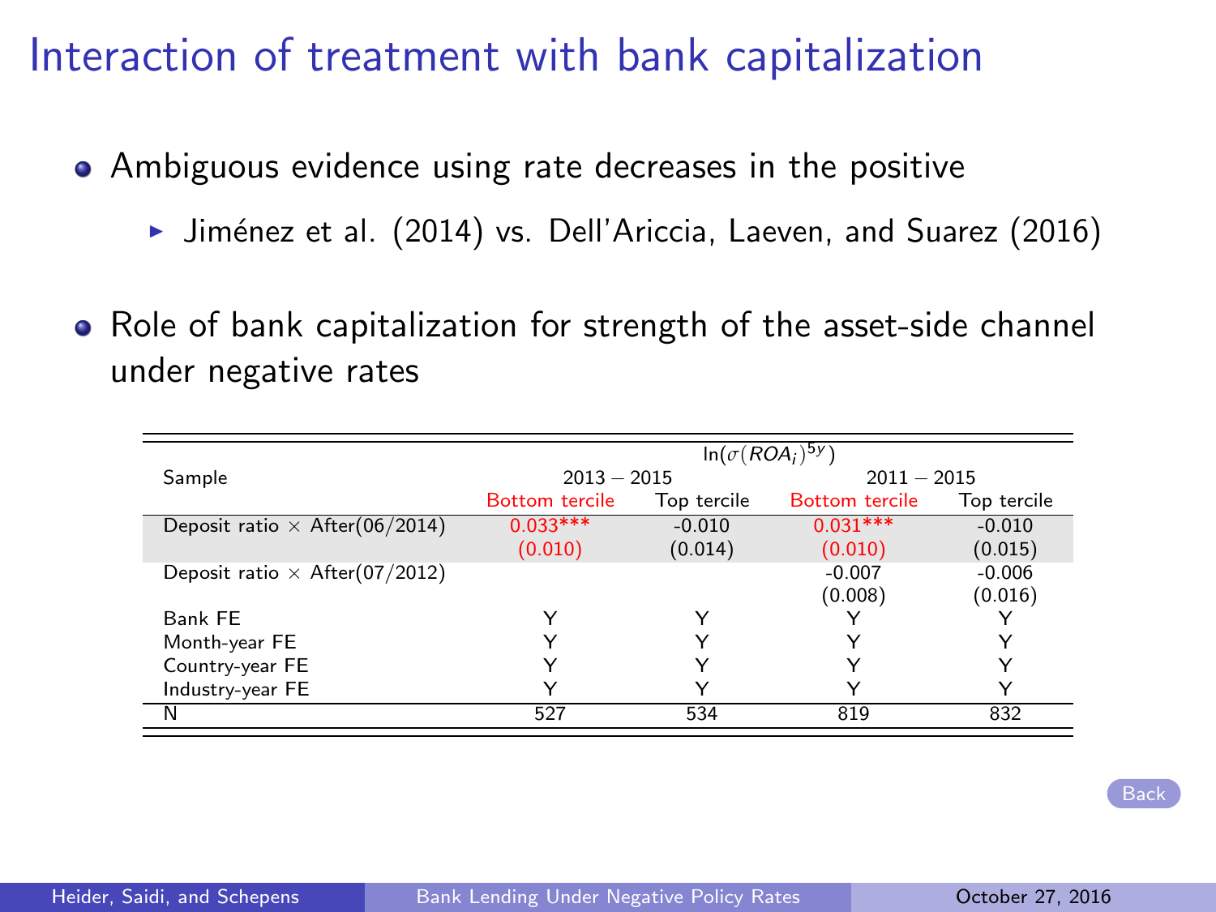# Interaction of treatment with bank capitalization

- Ambiguous evidence using rate decreases in the positive
  - Jiménez et al. (2014) vs. Dell'Ariccia, Laeven, and Suarez (2016)
- Role of bank capitalization for strength of the asset-side channel under negative rates

| | $\ln(\sigma(ROA_i)^{5y})$ | | | |
|---|---|---|---|---|
| Sample | 2013 − 2015 | | 2011 − 2015 | |
| | Bottom tercile | Top tercile | Bottom tercile | Top tercile |
| Deposit ratio × After(06/2014) | 0.033*** | -0.010 | 0.031*** | -0.010 |
| | (0.010) | (0.014) | (0.010) | (0.015) |
| Deposit ratio × After(07/2012) | | | -0.007 | -0.006 |
| | | | (0.008) | (0.016) |
| Bank FE | Y | Y | Y | Y |
| Month-year FE | Y | Y | Y | Y |
| Country-year FE | Y | Y | Y | Y |
| Industry-year FE | Y | Y | Y | Y |
| N | 527 | 534 | 819 | 832 |

Back